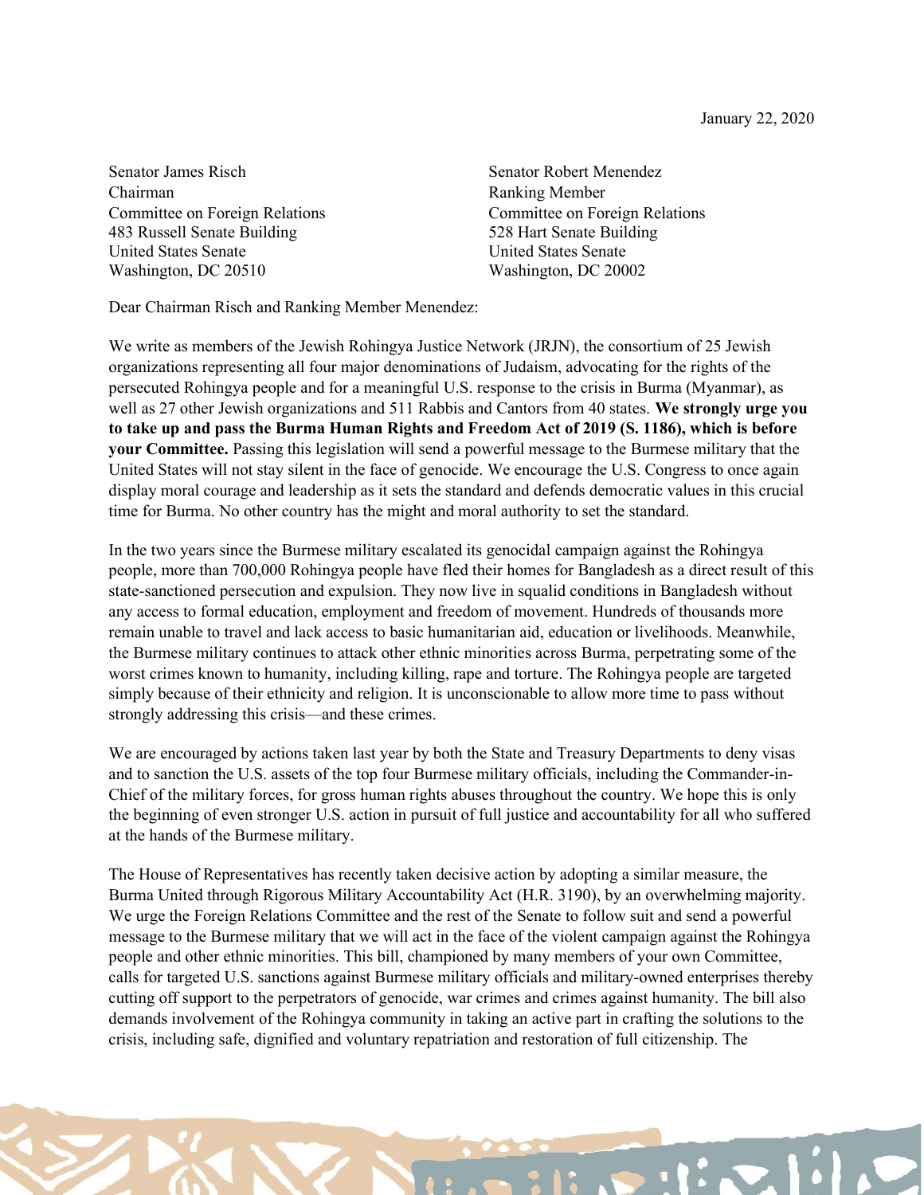January 22, 2020

Senator James Risch
Chairman
Committee on Foreign Relations
483 Russell Senate Building
United States Senate
Washington, DC 20510

Senator Robert Menendez
Ranking Member
Committee on Foreign Relations
528 Hart Senate Building
United States Senate
Washington, DC 20002

Dear Chairman Risch and Ranking Member Menendez:

We write as members of the Jewish Rohingya Justice Network (JRJN), the consortium of 25 Jewish organizations representing all four major denominations of Judaism, advocating for the rights of the persecuted Rohingya people and for a meaningful U.S. response to the crisis in Burma (Myanmar), as well as 27 other Jewish organizations and 511 Rabbis and Cantors from 40 states. **We strongly urge you to take up and pass the Burma Human Rights and Freedom Act of 2019 (S. 1186), which is before your Committee.** Passing this legislation will send a powerful message to the Burmese military that the United States will not stay silent in the face of genocide. We encourage the U.S. Congress to once again display moral courage and leadership as it sets the standard and defends democratic values in this crucial time for Burma. No other country has the might and moral authority to set the standard.

In the two years since the Burmese military escalated its genocidal campaign against the Rohingya people, more than 700,000 Rohingya people have fled their homes for Bangladesh as a direct result of this state-sanctioned persecution and expulsion. They now live in squalid conditions in Bangladesh without any access to formal education, employment and freedom of movement. Hundreds of thousands more remain unable to travel and lack access to basic humanitarian aid, education or livelihoods. Meanwhile, the Burmese military continues to attack other ethnic minorities across Burma, perpetrating some of the worst crimes known to humanity, including killing, rape and torture. The Rohingya people are targeted simply because of their ethnicity and religion. It is unconscionable to allow more time to pass without strongly addressing this crisis—and these crimes.

We are encouraged by actions taken last year by both the State and Treasury Departments to deny visas and to sanction the U.S. assets of the top four Burmese military officials, including the Commander-in-Chief of the military forces, for gross human rights abuses throughout the country. We hope this is only the beginning of even stronger U.S. action in pursuit of full justice and accountability for all who suffered at the hands of the Burmese military.

The House of Representatives has recently taken decisive action by adopting a similar measure, the Burma United through Rigorous Military Accountability Act (H.R. 3190), by an overwhelming majority. We urge the Foreign Relations Committee and the rest of the Senate to follow suit and send a powerful message to the Burmese military that we will act in the face of the violent campaign against the Rohingya people and other ethnic minorities. This bill, championed by many members of your own Committee, calls for targeted U.S. sanctions against Burmese military officials and military-owned enterprises thereby cutting off support to the perpetrators of genocide, war crimes and crimes against humanity. The bill also demands involvement of the Rohingya community in taking an active part in crafting the solutions to the crisis, including safe, dignified and voluntary repatriation and restoration of full citizenship. The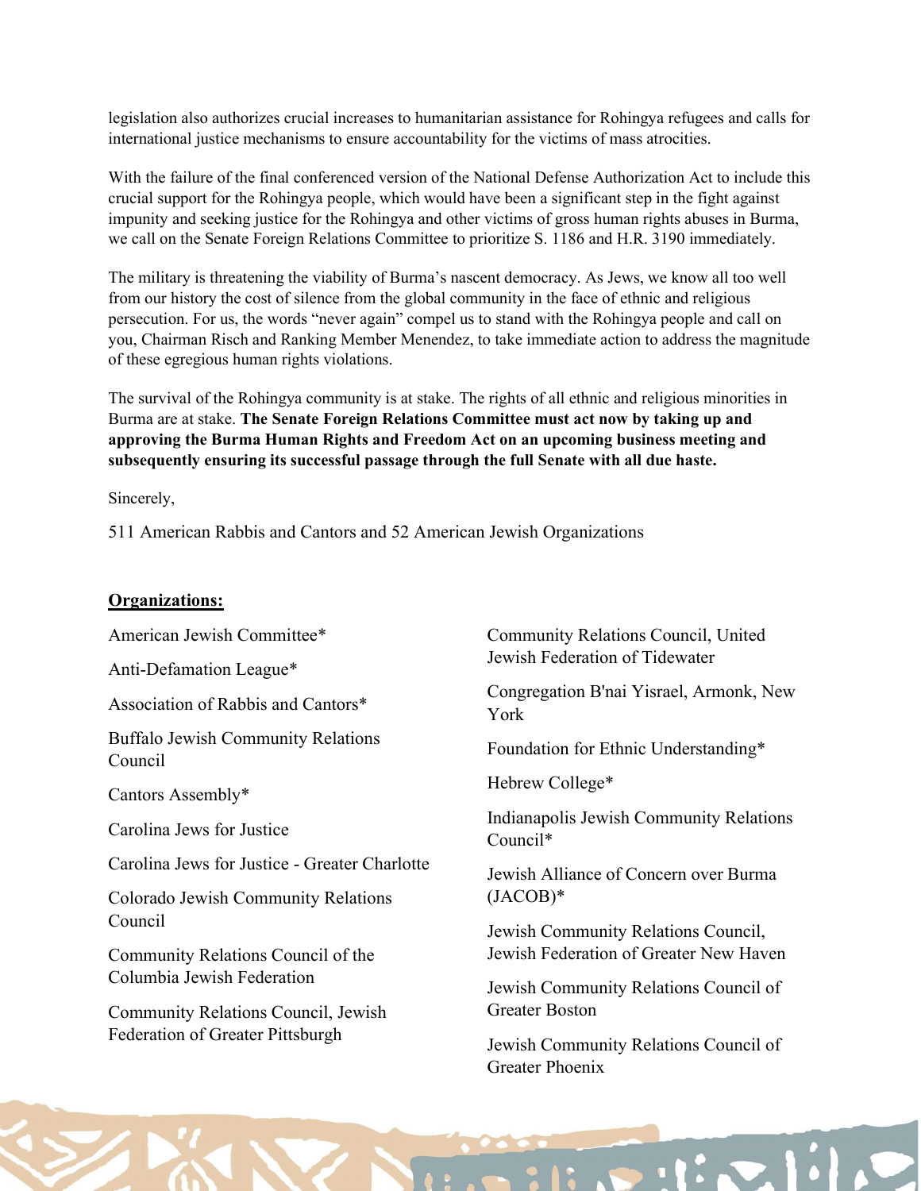legislation also authorizes crucial increases to humanitarian assistance for Rohingya refugees and calls for international justice mechanisms to ensure accountability for the victims of mass atrocities.

With the failure of the final conferenced version of the National Defense Authorization Act to include this crucial support for the Rohingya people, which would have been a significant step in the fight against impunity and seeking justice for the Rohingya and other victims of gross human rights abuses in Burma, we call on the Senate Foreign Relations Committee to prioritize S. 1186 and H.R. 3190 immediately.

The military is threatening the viability of Burma's nascent democracy. As Jews, we know all too well from our history the cost of silence from the global community in the face of ethnic and religious persecution. For us, the words "never again" compel us to stand with the Rohingya people and call on you, Chairman Risch and Ranking Member Menendez, to take immediate action to address the magnitude of these egregious human rights violations.

The survival of the Rohingya community is at stake. The rights of all ethnic and religious minorities in Burma are at stake. **The Senate Foreign Relations Committee must act now by taking up and approving the Burma Human Rights and Freedom Act on an upcoming business meeting and subsequently ensuring its successful passage through the full Senate with all due haste.**

Sincerely,

511 American Rabbis and Cantors and 52 American Jewish Organizations

**Organizations:**

American Jewish Committee*

Anti-Defamation League*

Association of Rabbis and Cantors*

Buffalo Jewish Community Relations Council

Cantors Assembly*

Carolina Jews for Justice

Carolina Jews for Justice - Greater Charlotte

Colorado Jewish Community Relations Council

Community Relations Council of the Columbia Jewish Federation

Community Relations Council, Jewish Federation of Greater Pittsburgh

Community Relations Council, United Jewish Federation of Tidewater

Congregation B'nai Yisrael, Armonk, New York

Foundation for Ethnic Understanding*

Hebrew College*

Indianapolis Jewish Community Relations Council*

Jewish Alliance of Concern over Burma (JACOB)*

Jewish Community Relations Council, Jewish Federation of Greater New Haven

Jewish Community Relations Council of Greater Boston

Jewish Community Relations Council of Greater Phoenix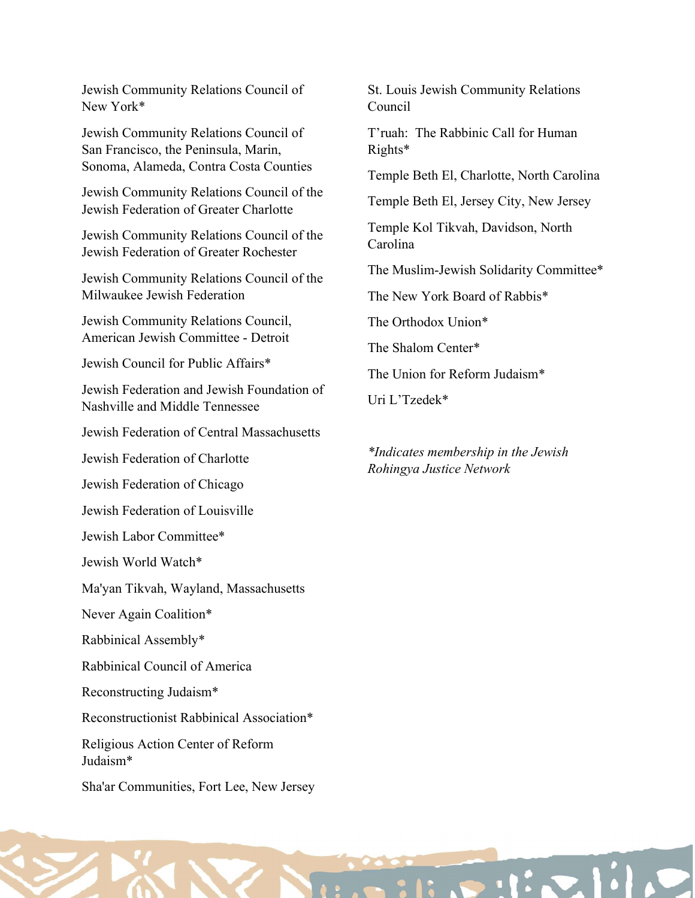Jewish Community Relations Council of New York*

Jewish Community Relations Council of San Francisco, the Peninsula, Marin, Sonoma, Alameda, Contra Costa Counties

Jewish Community Relations Council of the Jewish Federation of Greater Charlotte

Jewish Community Relations Council of the Jewish Federation of Greater Rochester

Jewish Community Relations Council of the Milwaukee Jewish Federation

Jewish Community Relations Council, American Jewish Committee - Detroit

Jewish Council for Public Affairs*

Jewish Federation and Jewish Foundation of Nashville and Middle Tennessee

Jewish Federation of Central Massachusetts

Jewish Federation of Charlotte

Jewish Federation of Chicago

Jewish Federation of Louisville

Jewish Labor Committee*

Jewish World Watch*

Ma'yan Tikvah, Wayland, Massachusetts

Never Again Coalition*

Rabbinical Assembly*

Rabbinical Council of America

Reconstructing Judaism*

Reconstructionist Rabbinical Association*

Religious Action Center of Reform Judaism*

Sha'ar Communities, Fort Lee, New Jersey

St. Louis Jewish Community Relations Council

T'ruah: The Rabbinic Call for Human Rights*

Temple Beth El, Charlotte, North Carolina

Temple Beth El, Jersey City, New Jersey

Temple Kol Tikvah, Davidson, North Carolina

The Muslim-Jewish Solidarity Committee*

The New York Board of Rabbis*

The Orthodox Union*

The Shalom Center*

The Union for Reform Judaism*

Uri L'Tzedek*

*\*Indicates membership in the Jewish Rohingya Justice Network*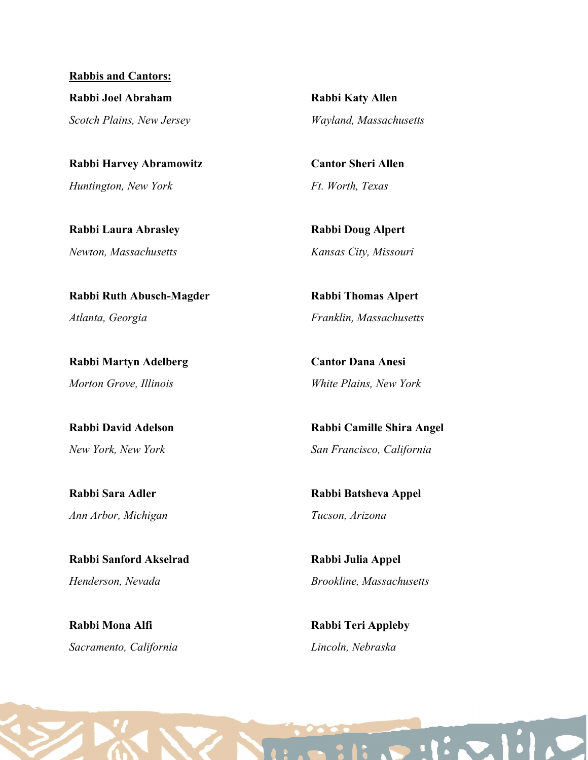**Rabbis and Cantors:**

**Rabbi Joel Abraham**
*Scotch Plains, New Jersey*

**Rabbi Harvey Abramowitz**
*Huntington, New York*

**Rabbi Laura Abrasley**
*Newton, Massachusetts*

**Rabbi Ruth Abusch-Magder**
*Atlanta, Georgia*

**Rabbi Martyn Adelberg**
*Morton Grove, Illinois*

**Rabbi David Adelson**
*New York, New York*

**Rabbi Sara Adler**
*Ann Arbor, Michigan*

**Rabbi Sanford Akselrad**
*Henderson, Nevada*

**Rabbi Mona Alfi**
*Sacramento, California*

**Rabbi Katy Allen**
*Wayland, Massachusetts*

**Cantor Sheri Allen**
*Ft. Worth, Texas*

**Rabbi Doug Alpert**
*Kansas City, Missouri*

**Rabbi Thomas Alpert**
*Franklin, Massachusetts*

**Cantor Dana Anesi**
*White Plains, New York*

**Rabbi Camille Shira Angel**
*San Francisco, California*

**Rabbi Batsheva Appel**
*Tucson, Arizona*

**Rabbi Julia Appel**
*Brookline, Massachusetts*

**Rabbi Teri Appleby**
*Lincoln, Nebraska*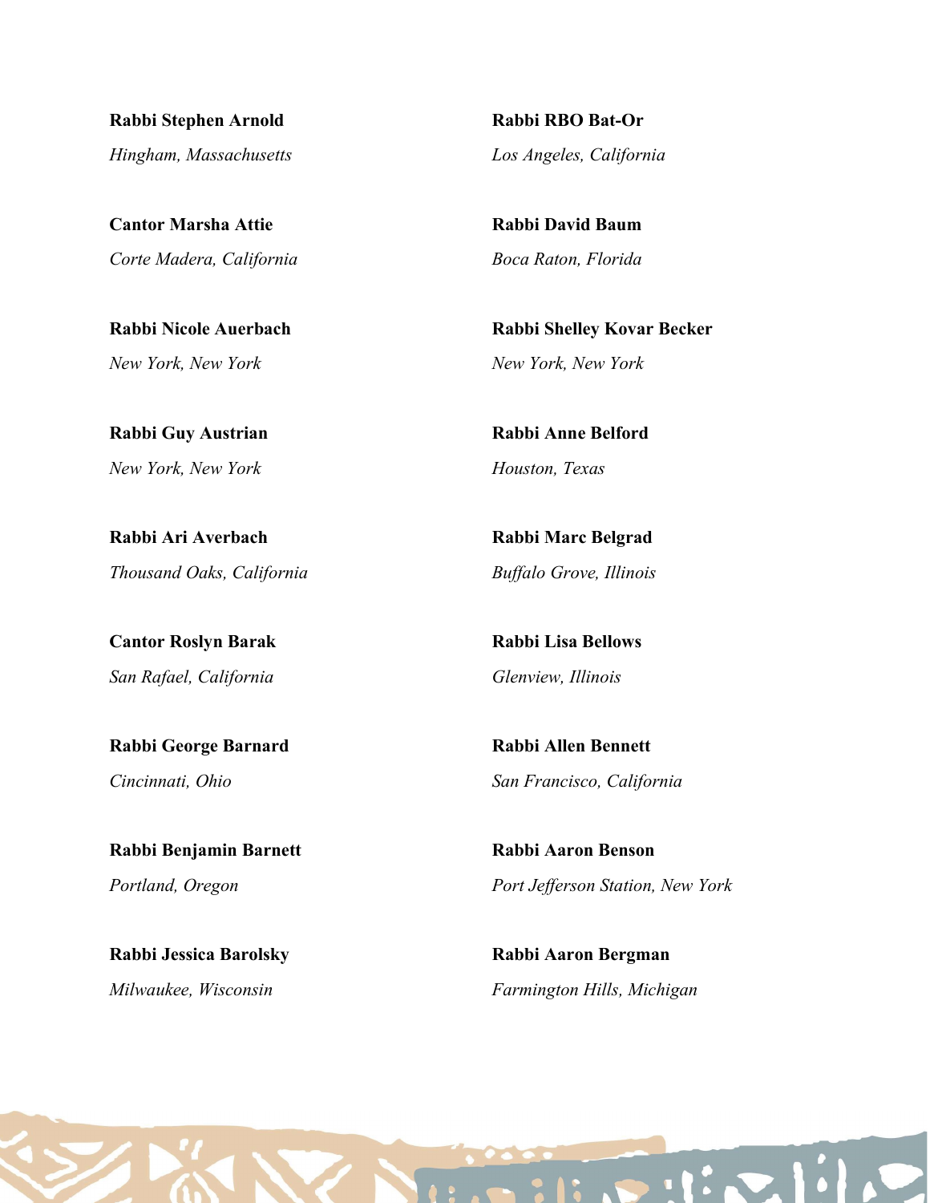**Rabbi Stephen Arnold**
*Hingham, Massachusetts*

**Cantor Marsha Attie**
*Corte Madera, California*

**Rabbi Nicole Auerbach**
*New York, New York*

**Rabbi Guy Austrian**
*New York, New York*

**Rabbi Ari Averbach**
*Thousand Oaks, California*

**Cantor Roslyn Barak**
*San Rafael, California*

**Rabbi George Barnard**
*Cincinnati, Ohio*

**Rabbi Benjamin Barnett**
*Portland, Oregon*

**Rabbi Jessica Barolsky**
*Milwaukee, Wisconsin*

**Rabbi RBO Bat-Or**
*Los Angeles, California*

**Rabbi David Baum**
*Boca Raton, Florida*

**Rabbi Shelley Kovar Becker**
*New York, New York*

**Rabbi Anne Belford**
*Houston, Texas*

**Rabbi Marc Belgrad**
*Buffalo Grove, Illinois*

**Rabbi Lisa Bellows**
*Glenview, Illinois*

**Rabbi Allen Bennett**
*San Francisco, California*

**Rabbi Aaron Benson**
*Port Jefferson Station, New York*

**Rabbi Aaron Bergman**
*Farmington Hills, Michigan*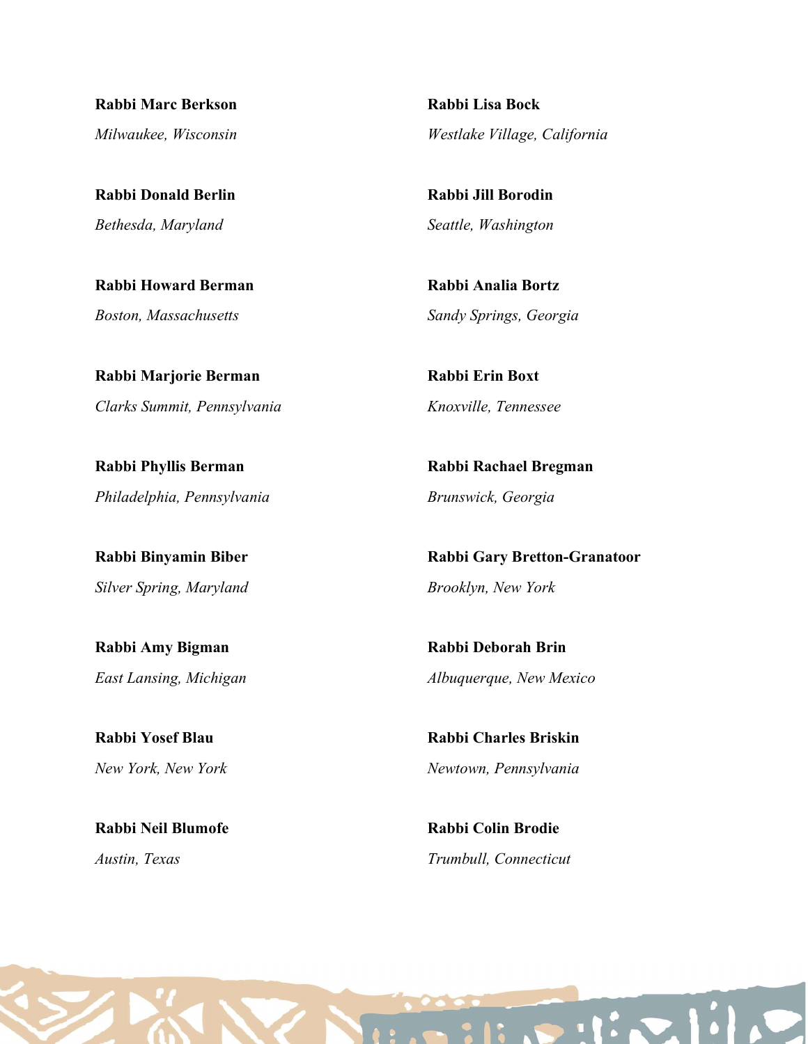**Rabbi Marc Berkson**
*Milwaukee, Wisconsin*

**Rabbi Donald Berlin**
*Bethesda, Maryland*

**Rabbi Howard Berman**
*Boston, Massachusetts*

**Rabbi Marjorie Berman**
*Clarks Summit, Pennsylvania*

**Rabbi Phyllis Berman**
*Philadelphia, Pennsylvania*

**Rabbi Binyamin Biber**
*Silver Spring, Maryland*

**Rabbi Amy Bigman**
*East Lansing, Michigan*

**Rabbi Yosef Blau**
*New York, New York*

**Rabbi Neil Blumofe**
*Austin, Texas*

**Rabbi Lisa Bock**
*Westlake Village, California*

**Rabbi Jill Borodin**
*Seattle, Washington*

**Rabbi Analia Bortz**
*Sandy Springs, Georgia*

**Rabbi Erin Boxt**
*Knoxville, Tennessee*

**Rabbi Rachael Bregman**
*Brunswick, Georgia*

**Rabbi Gary Bretton-Granatoor**
*Brooklyn, New York*

**Rabbi Deborah Brin**
*Albuquerque, New Mexico*

**Rabbi Charles Briskin**
*Newtown, Pennsylvania*

**Rabbi Colin Brodie**
*Trumbull, Connecticut*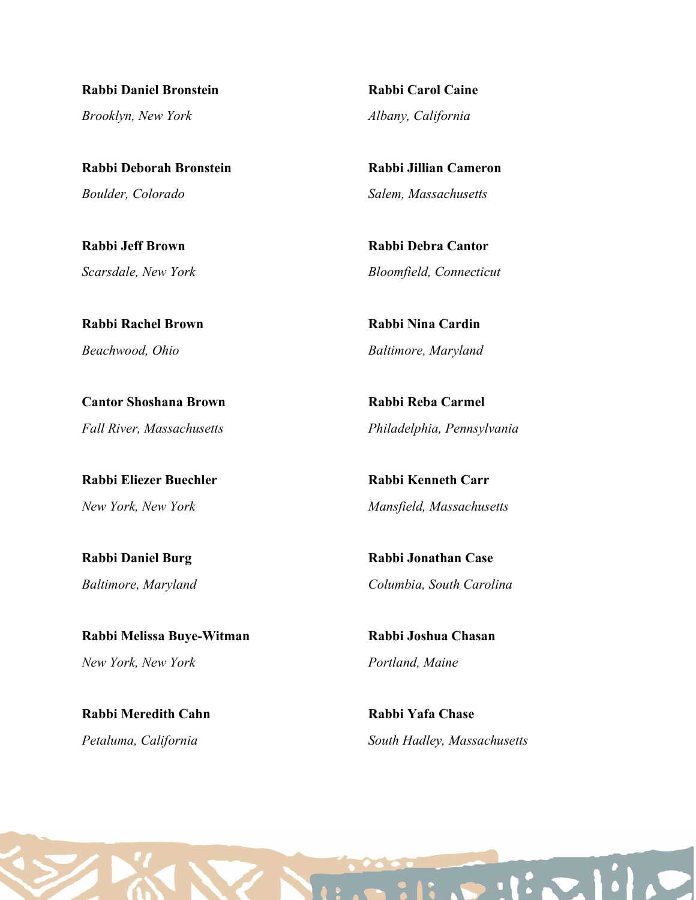**Rabbi Daniel Bronstein**

*Brooklyn, New York*

**Rabbi Deborah Bronstein**

*Boulder, Colorado*

**Rabbi Jeff Brown**

*Scarsdale, New York*

**Rabbi Rachel Brown**

*Beachwood, Ohio*

**Cantor Shoshana Brown**

*Fall River, Massachusetts*

**Rabbi Eliezer Buechler**

*New York, New York*

**Rabbi Daniel Burg**

*Baltimore, Maryland*

**Rabbi Melissa Buye-Witman**

*New York, New York*

**Rabbi Meredith Cahn**

*Petaluma, California*

**Rabbi Carol Caine**

*Albany, California*

**Rabbi Jillian Cameron**

*Salem, Massachusetts*

**Rabbi Debra Cantor**

*Bloomfield, Connecticut*

**Rabbi Nina Cardin**

*Baltimore, Maryland*

**Rabbi Reba Carmel**

*Philadelphia, Pennsylvania*

**Rabbi Kenneth Carr**

*Mansfield, Massachusetts*

**Rabbi Jonathan Case**

*Columbia, South Carolina*

**Rabbi Joshua Chasan**

*Portland, Maine*

**Rabbi Yafa Chase**

*South Hadley, Massachusetts*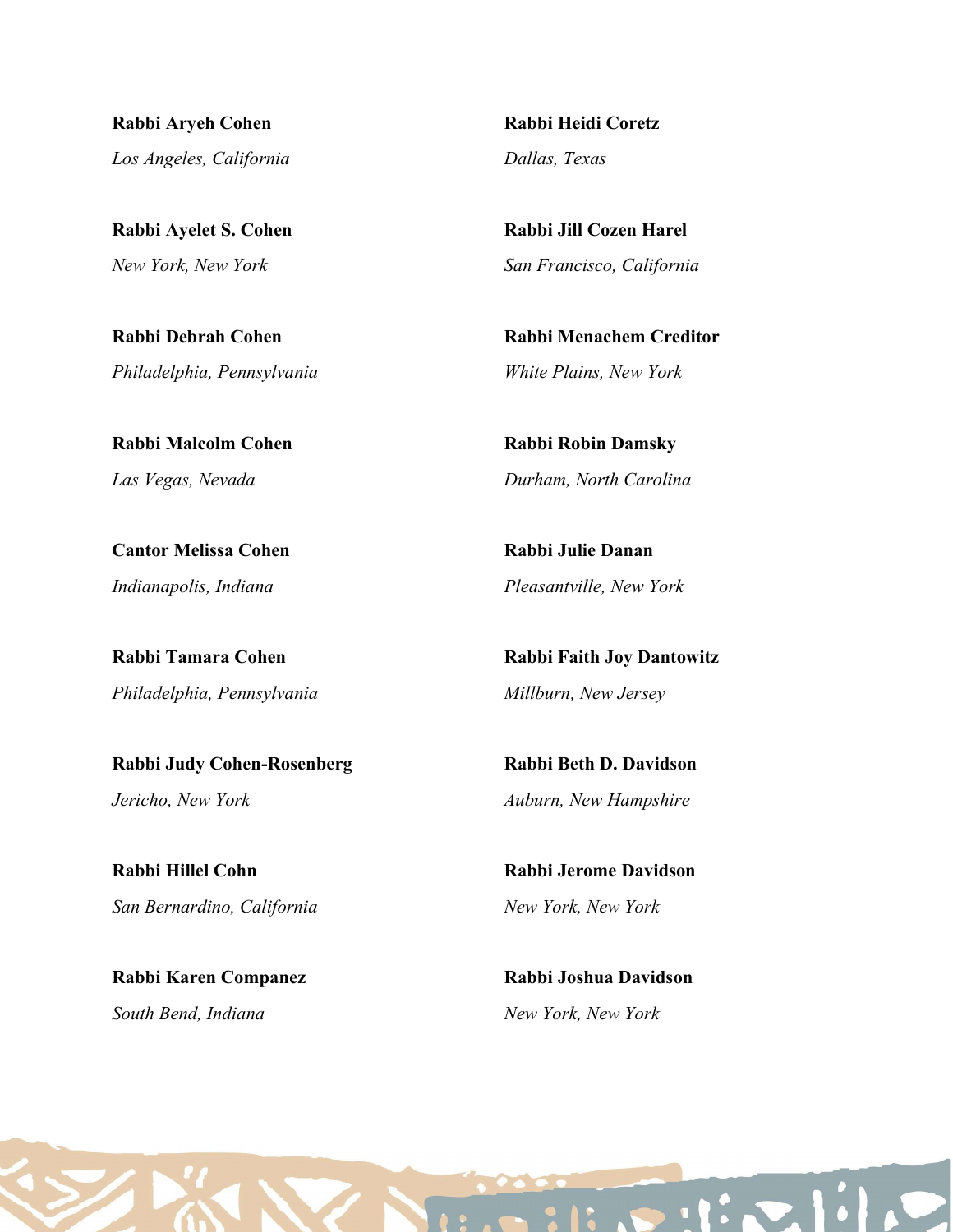**Rabbi Aryeh Cohen**
*Los Angeles, California*

**Rabbi Ayelet S. Cohen**
*New York, New York*

**Rabbi Debrah Cohen**
*Philadelphia, Pennsylvania*

**Rabbi Malcolm Cohen**
*Las Vegas, Nevada*

**Cantor Melissa Cohen**
*Indianapolis, Indiana*

**Rabbi Tamara Cohen**
*Philadelphia, Pennsylvania*

**Rabbi Judy Cohen-Rosenberg**
*Jericho, New York*

**Rabbi Hillel Cohn**
*San Bernardino, California*

**Rabbi Karen Companez**
*South Bend, Indiana*

**Rabbi Heidi Coretz**
*Dallas, Texas*

**Rabbi Jill Cozen Harel**
*San Francisco, California*

**Rabbi Menachem Creditor**
*White Plains, New York*

**Rabbi Robin Damsky**
*Durham, North Carolina*

**Rabbi Julie Danan**
*Pleasantville, New York*

**Rabbi Faith Joy Dantowitz**
*Millburn, New Jersey*

**Rabbi Beth D. Davidson**
*Auburn, New Hampshire*

**Rabbi Jerome Davidson**
*New York, New York*

**Rabbi Joshua Davidson**
*New York, New York*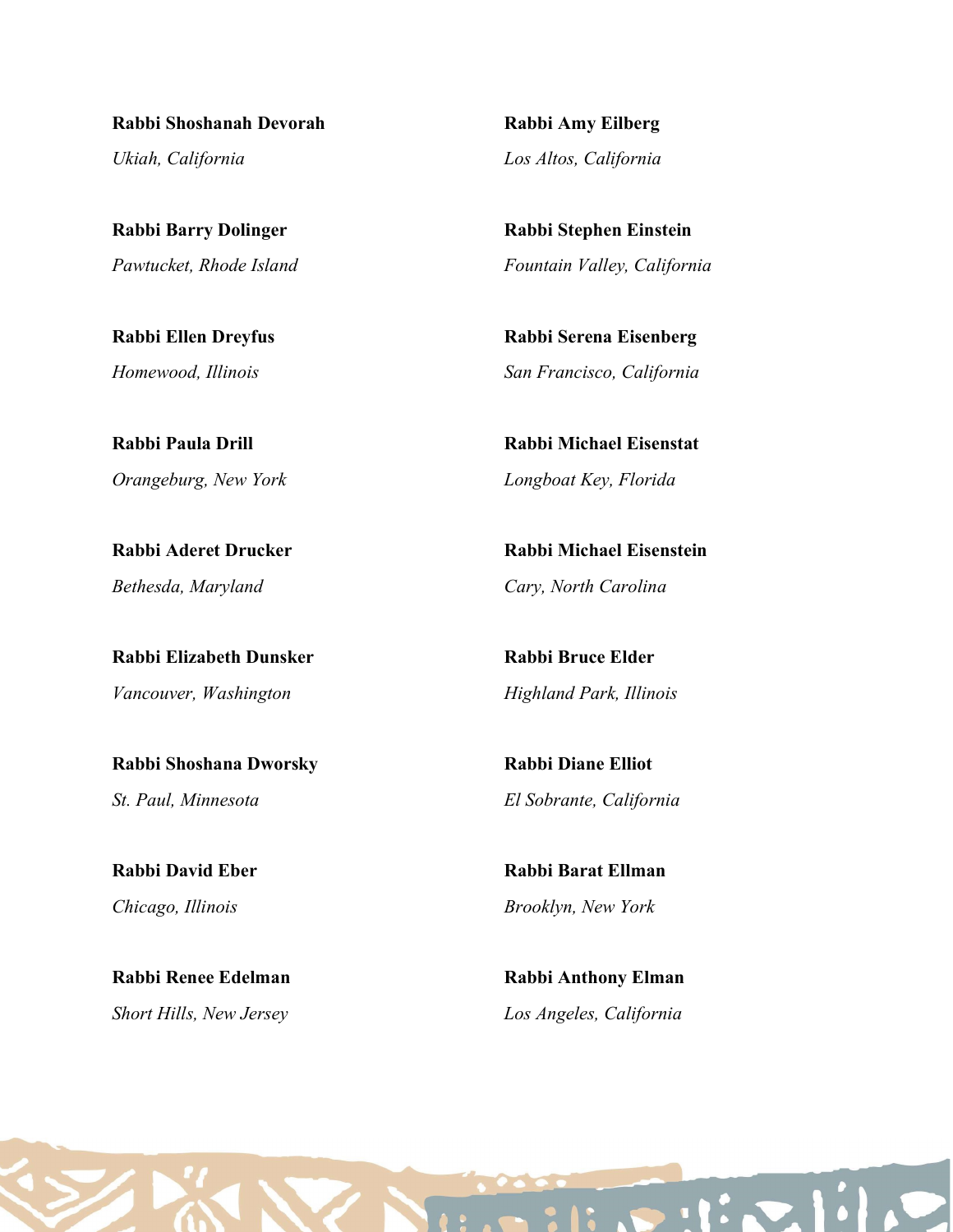**Rabbi Shoshanah Devorah**
*Ukiah, California*

**Rabbi Barry Dolinger**
*Pawtucket, Rhode Island*

**Rabbi Ellen Dreyfus**
*Homewood, Illinois*

**Rabbi Paula Drill**
*Orangeburg, New York*

**Rabbi Aderet Drucker**
*Bethesda, Maryland*

**Rabbi Elizabeth Dunsker**
*Vancouver, Washington*

**Rabbi Shoshana Dworsky**
*St. Paul, Minnesota*

**Rabbi David Eber**
*Chicago, Illinois*

**Rabbi Renee Edelman**
*Short Hills, New Jersey*

**Rabbi Amy Eilberg**
*Los Altos, California*

**Rabbi Stephen Einstein**
*Fountain Valley, California*

**Rabbi Serena Eisenberg**
*San Francisco, California*

**Rabbi Michael Eisenstat**
*Longboat Key, Florida*

**Rabbi Michael Eisenstein**
*Cary, North Carolina*

**Rabbi Bruce Elder**
*Highland Park, Illinois*

**Rabbi Diane Elliot**
*El Sobrante, California*

**Rabbi Barat Ellman**
*Brooklyn, New York*

**Rabbi Anthony Elman**
*Los Angeles, California*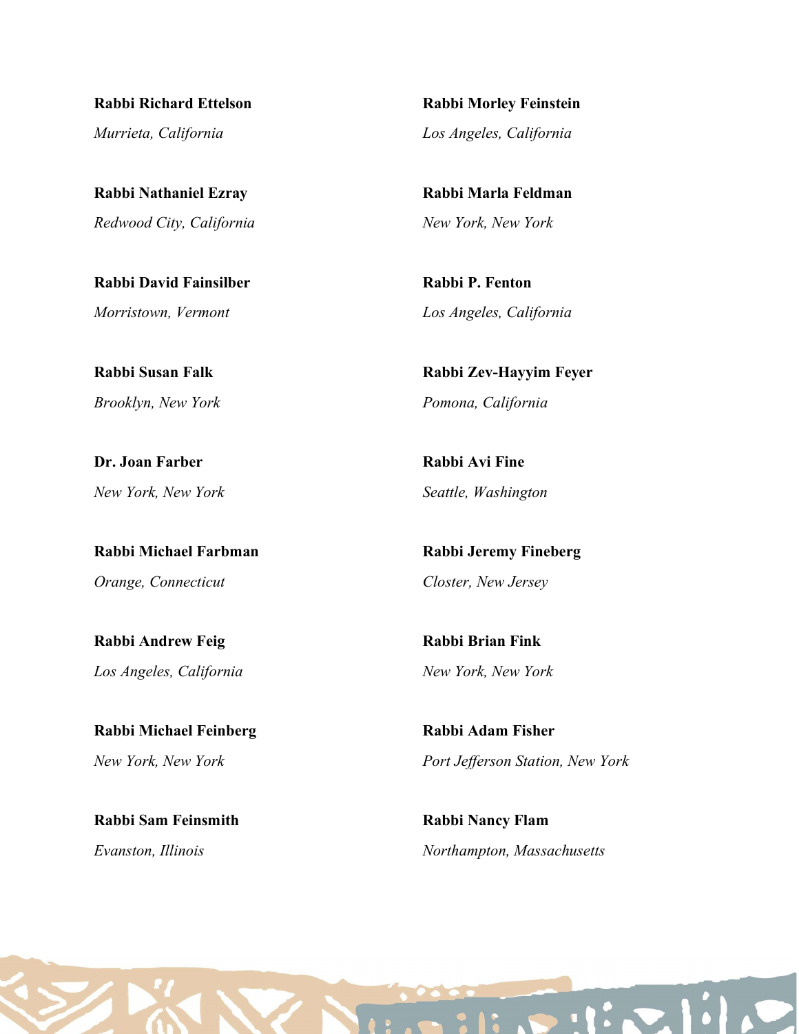**Rabbi Richard Ettelson**
*Murrieta, California*

**Rabbi Nathaniel Ezray**
*Redwood City, California*

**Rabbi David Fainsilber**
*Morristown, Vermont*

**Rabbi Susan Falk**
*Brooklyn, New York*

**Dr. Joan Farber**
*New York, New York*

**Rabbi Michael Farbman**
*Orange, Connecticut*

**Rabbi Andrew Feig**
*Los Angeles, California*

**Rabbi Michael Feinberg**
*New York, New York*

**Rabbi Sam Feinsmith**
*Evanston, Illinois*

**Rabbi Morley Feinstein**
*Los Angeles, California*

**Rabbi Marla Feldman**
*New York, New York*

**Rabbi P. Fenton**
*Los Angeles, California*

**Rabbi Zev-Hayyim Feyer**
*Pomona, California*

**Rabbi Avi Fine**
*Seattle, Washington*

**Rabbi Jeremy Fineberg**
*Closter, New Jersey*

**Rabbi Brian Fink**
*New York, New York*

**Rabbi Adam Fisher**
*Port Jefferson Station, New York*

**Rabbi Nancy Flam**
*Northampton, Massachusetts*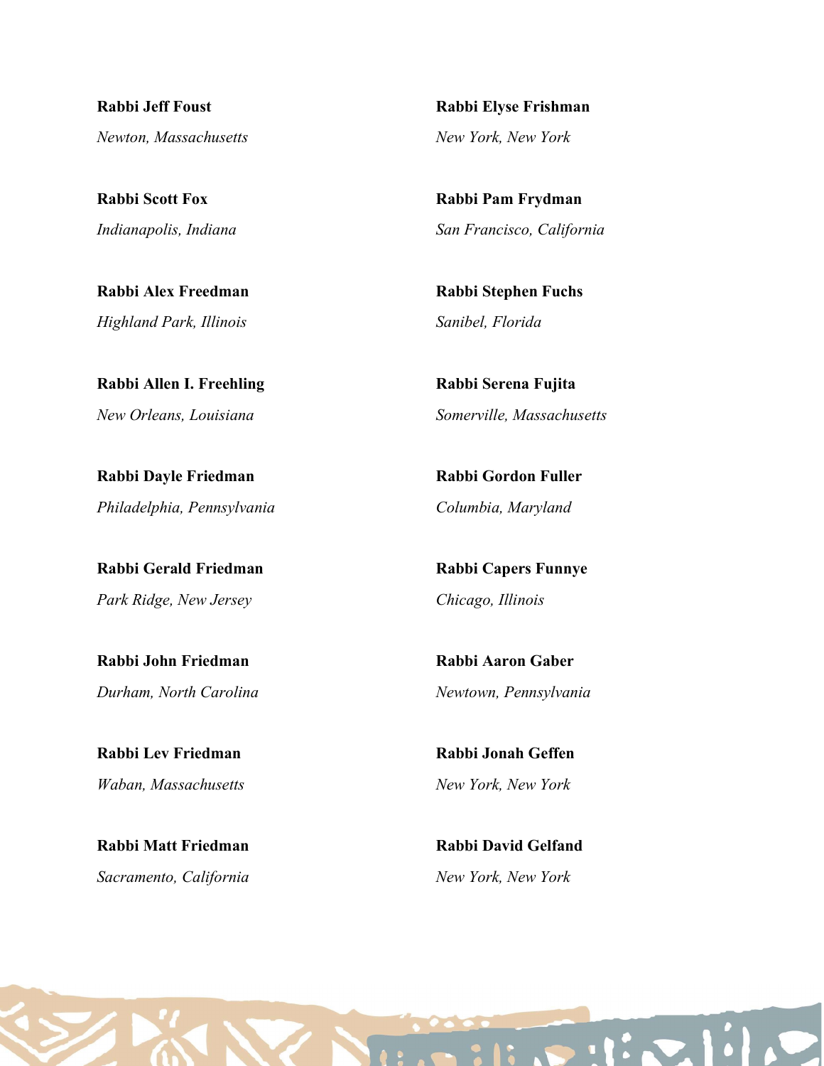**Rabbi Jeff Foust**

*Newton, Massachusetts*

**Rabbi Scott Fox**

*Indianapolis, Indiana*

**Rabbi Alex Freedman**

*Highland Park, Illinois*

**Rabbi Allen I. Freehling**

*New Orleans, Louisiana*

**Rabbi Dayle Friedman**

*Philadelphia, Pennsylvania*

**Rabbi Gerald Friedman**

*Park Ridge, New Jersey*

**Rabbi John Friedman**

*Durham, North Carolina*

**Rabbi Lev Friedman**

*Waban, Massachusetts*

**Rabbi Matt Friedman**

*Sacramento, California*

**Rabbi Elyse Frishman**

*New York, New York*

**Rabbi Pam Frydman**

*San Francisco, California*

**Rabbi Stephen Fuchs**

*Sanibel, Florida*

**Rabbi Serena Fujita**

*Somerville, Massachusetts*

**Rabbi Gordon Fuller**

*Columbia, Maryland*

**Rabbi Capers Funnye**

*Chicago, Illinois*

**Rabbi Aaron Gaber**

*Newtown, Pennsylvania*

**Rabbi Jonah Geffen**

*New York, New York*

**Rabbi David Gelfand**

*New York, New York*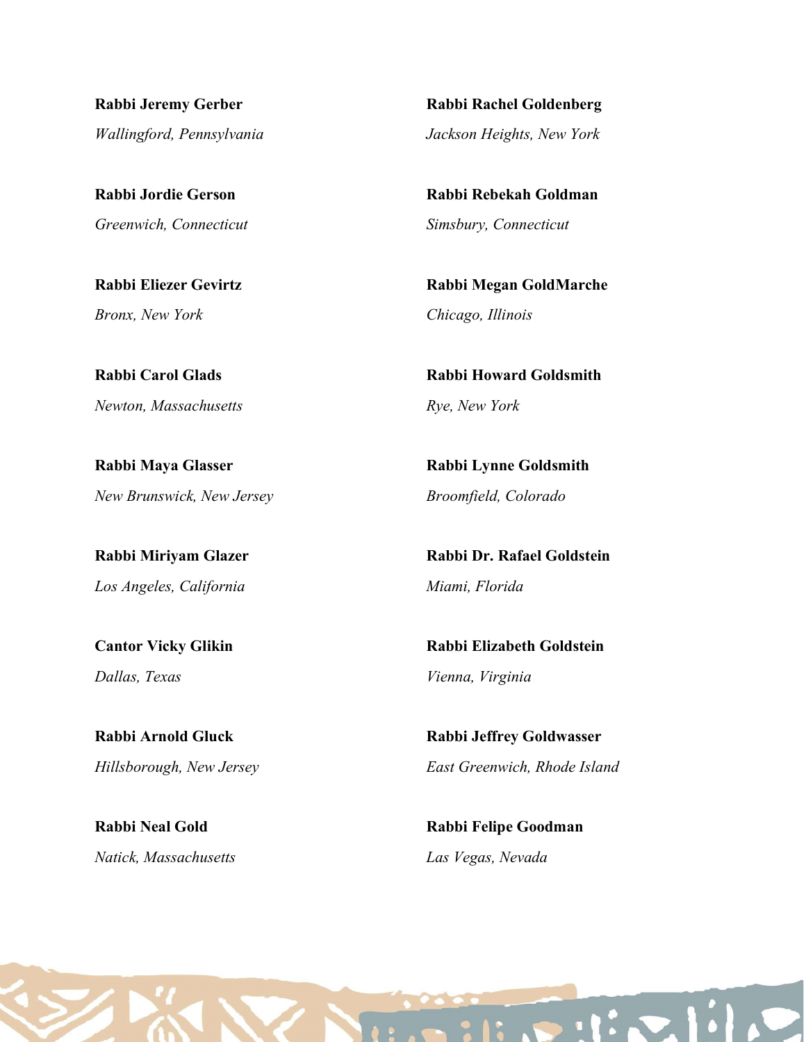**Rabbi Jeremy Gerber**
*Wallingford, Pennsylvania*

**Rabbi Jordie Gerson**
*Greenwich, Connecticut*

**Rabbi Eliezer Gevirtz**
*Bronx, New York*

**Rabbi Carol Glads**
*Newton, Massachusetts*

**Rabbi Maya Glasser**
*New Brunswick, New Jersey*

**Rabbi Miriyam Glazer**
*Los Angeles, California*

**Cantor Vicky Glikin**
*Dallas, Texas*

**Rabbi Arnold Gluck**
*Hillsborough, New Jersey*

**Rabbi Neal Gold**
*Natick, Massachusetts*

**Rabbi Rachel Goldenberg**
*Jackson Heights, New York*

**Rabbi Rebekah Goldman**
*Simsbury, Connecticut*

**Rabbi Megan GoldMarche**
*Chicago, Illinois*

**Rabbi Howard Goldsmith**
*Rye, New York*

**Rabbi Lynne Goldsmith**
*Broomfield, Colorado*

**Rabbi Dr. Rafael Goldstein**
*Miami, Florida*

**Rabbi Elizabeth Goldstein**
*Vienna, Virginia*

**Rabbi Jeffrey Goldwasser**
*East Greenwich, Rhode Island*

**Rabbi Felipe Goodman**
*Las Vegas, Nevada*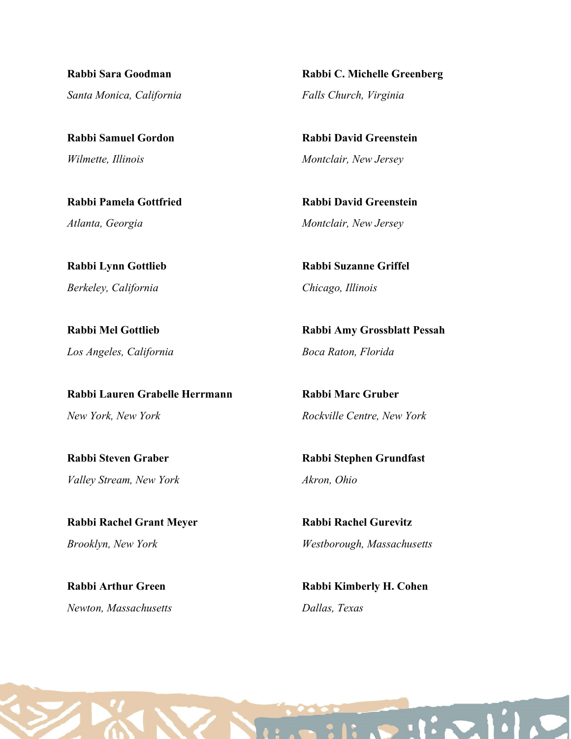**Rabbi Sara Goodman**
*Santa Monica, California*

**Rabbi Samuel Gordon**
*Wilmette, Illinois*

**Rabbi Pamela Gottfried**
*Atlanta, Georgia*

**Rabbi Lynn Gottlieb**
*Berkeley, California*

**Rabbi Mel Gottlieb**
*Los Angeles, California*

**Rabbi Lauren Grabelle Herrmann**
*New York, New York*

**Rabbi Steven Graber**
*Valley Stream, New York*

**Rabbi Rachel Grant Meyer**
*Brooklyn, New York*

**Rabbi Arthur Green**
*Newton, Massachusetts*

**Rabbi C. Michelle Greenberg**
*Falls Church, Virginia*

**Rabbi David Greenstein**
*Montclair, New Jersey*

**Rabbi David Greenstein**
*Montclair, New Jersey*

**Rabbi Suzanne Griffel**
*Chicago, Illinois*

**Rabbi Amy Grossblatt Pessah**
*Boca Raton, Florida*

**Rabbi Marc Gruber**
*Rockville Centre, New York*

**Rabbi Stephen Grundfast**
*Akron, Ohio*

**Rabbi Rachel Gurevitz**
*Westborough, Massachusetts*

**Rabbi Kimberly H. Cohen**
*Dallas, Texas*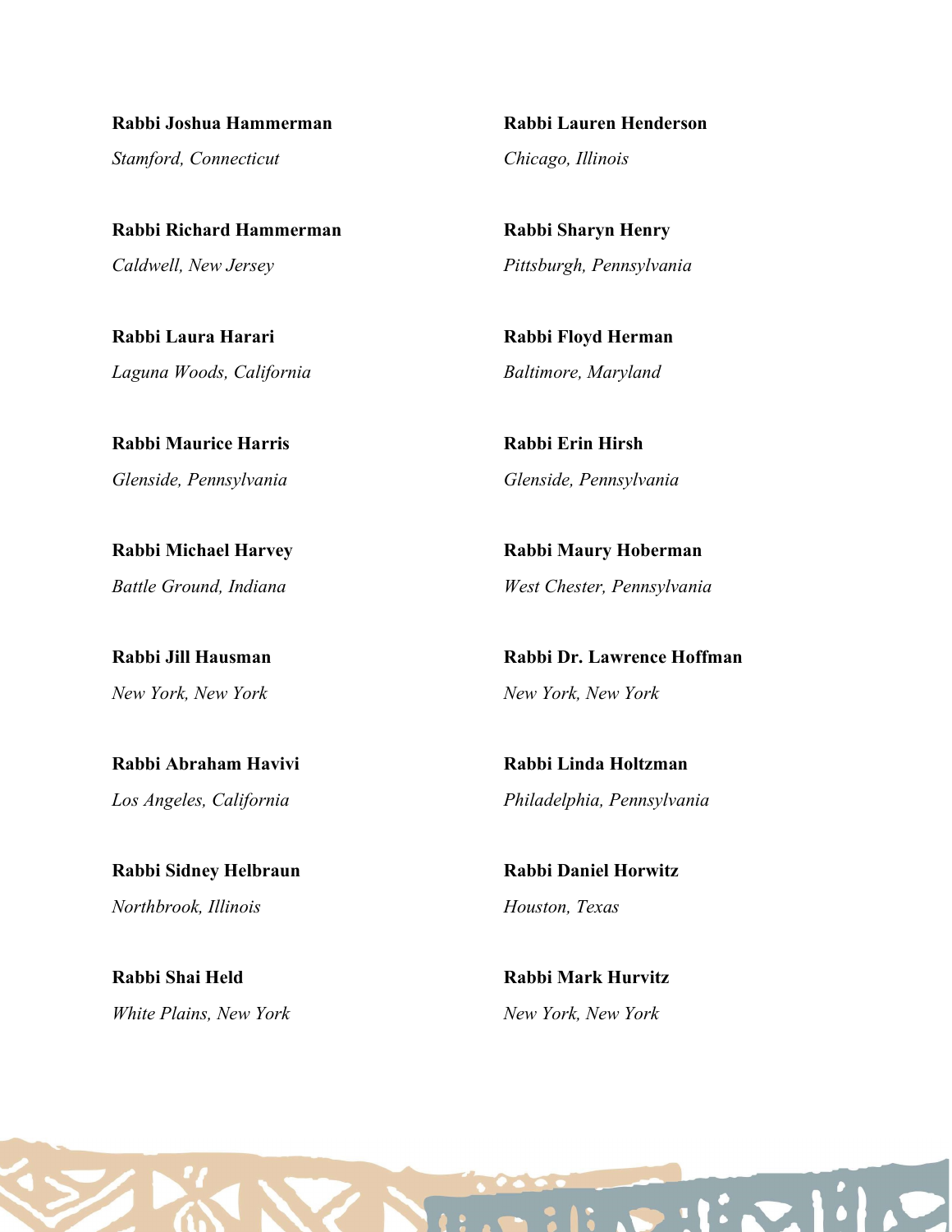**Rabbi Joshua Hammerman**
*Stamford, Connecticut*

**Rabbi Richard Hammerman**
*Caldwell, New Jersey*

**Rabbi Laura Harari**
*Laguna Woods, California*

**Rabbi Maurice Harris**
*Glenside, Pennsylvania*

**Rabbi Michael Harvey**
*Battle Ground, Indiana*

**Rabbi Jill Hausman**
*New York, New York*

**Rabbi Abraham Havivi**
*Los Angeles, California*

**Rabbi Sidney Helbraun**
*Northbrook, Illinois*

**Rabbi Shai Held**
*White Plains, New York*

**Rabbi Lauren Henderson**
*Chicago, Illinois*

**Rabbi Sharyn Henry**
*Pittsburgh, Pennsylvania*

**Rabbi Floyd Herman**
*Baltimore, Maryland*

**Rabbi Erin Hirsh**
*Glenside, Pennsylvania*

**Rabbi Maury Hoberman**
*West Chester, Pennsylvania*

**Rabbi Dr. Lawrence Hoffman**
*New York, New York*

**Rabbi Linda Holtzman**
*Philadelphia, Pennsylvania*

**Rabbi Daniel Horwitz**
*Houston, Texas*

**Rabbi Mark Hurvitz**
*New York, New York*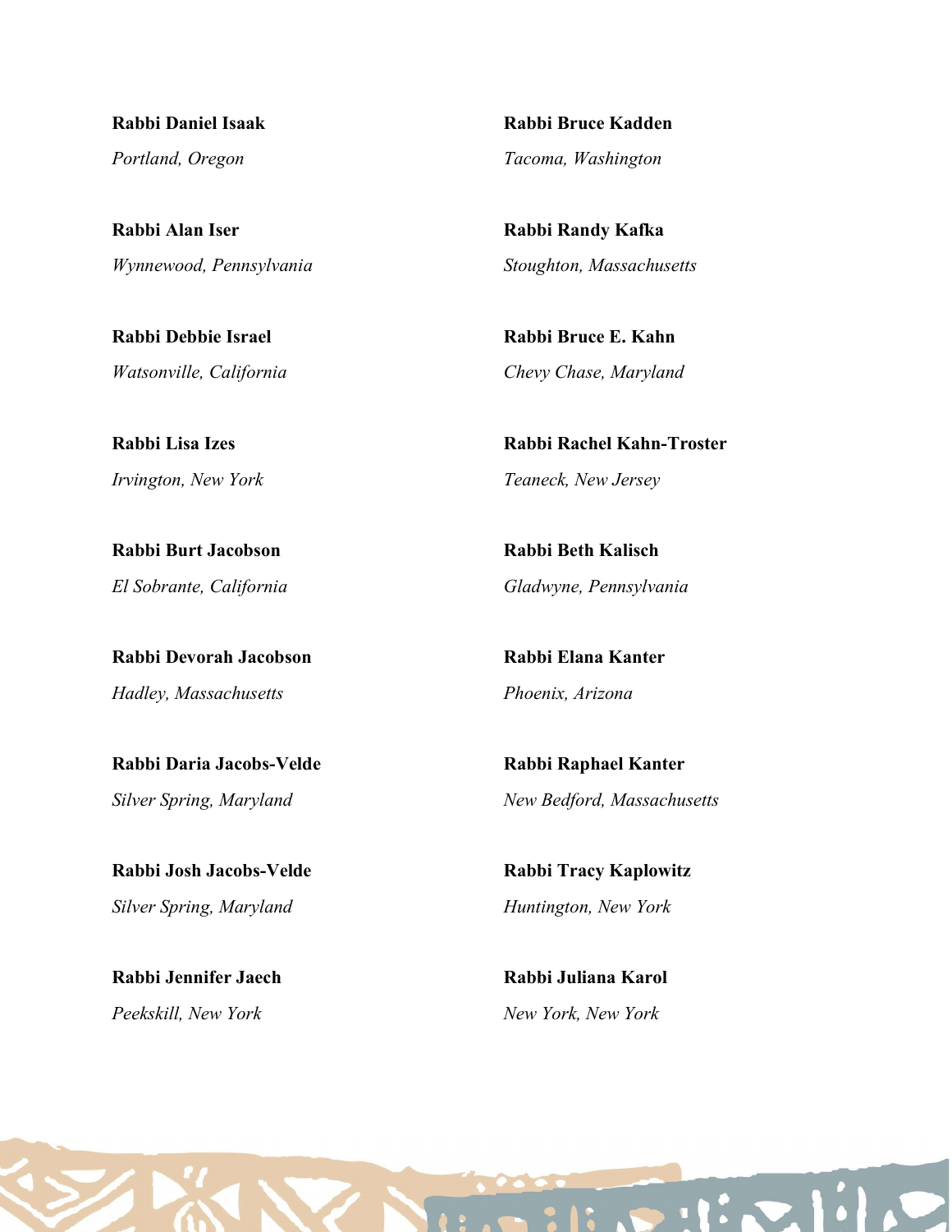**Rabbi Daniel Isaak**
*Portland, Oregon*

**Rabbi Alan Iser**
*Wynnewood, Pennsylvania*

**Rabbi Debbie Israel**
*Watsonville, California*

**Rabbi Lisa Izes**
*Irvington, New York*

**Rabbi Burt Jacobson**
*El Sobrante, California*

**Rabbi Devorah Jacobson**
*Hadley, Massachusetts*

**Rabbi Daria Jacobs-Velde**
*Silver Spring, Maryland*

**Rabbi Josh Jacobs-Velde**
*Silver Spring, Maryland*

**Rabbi Jennifer Jaech**
*Peekskill, New York*

**Rabbi Bruce Kadden**
*Tacoma, Washington*

**Rabbi Randy Kafka**
*Stoughton, Massachusetts*

**Rabbi Bruce E. Kahn**
*Chevy Chase, Maryland*

**Rabbi Rachel Kahn-Troster**
*Teaneck, New Jersey*

**Rabbi Beth Kalisch**
*Gladwyne, Pennsylvania*

**Rabbi Elana Kanter**
*Phoenix, Arizona*

**Rabbi Raphael Kanter**
*New Bedford, Massachusetts*

**Rabbi Tracy Kaplowitz**
*Huntington, New York*

**Rabbi Juliana Karol**
*New York, New York*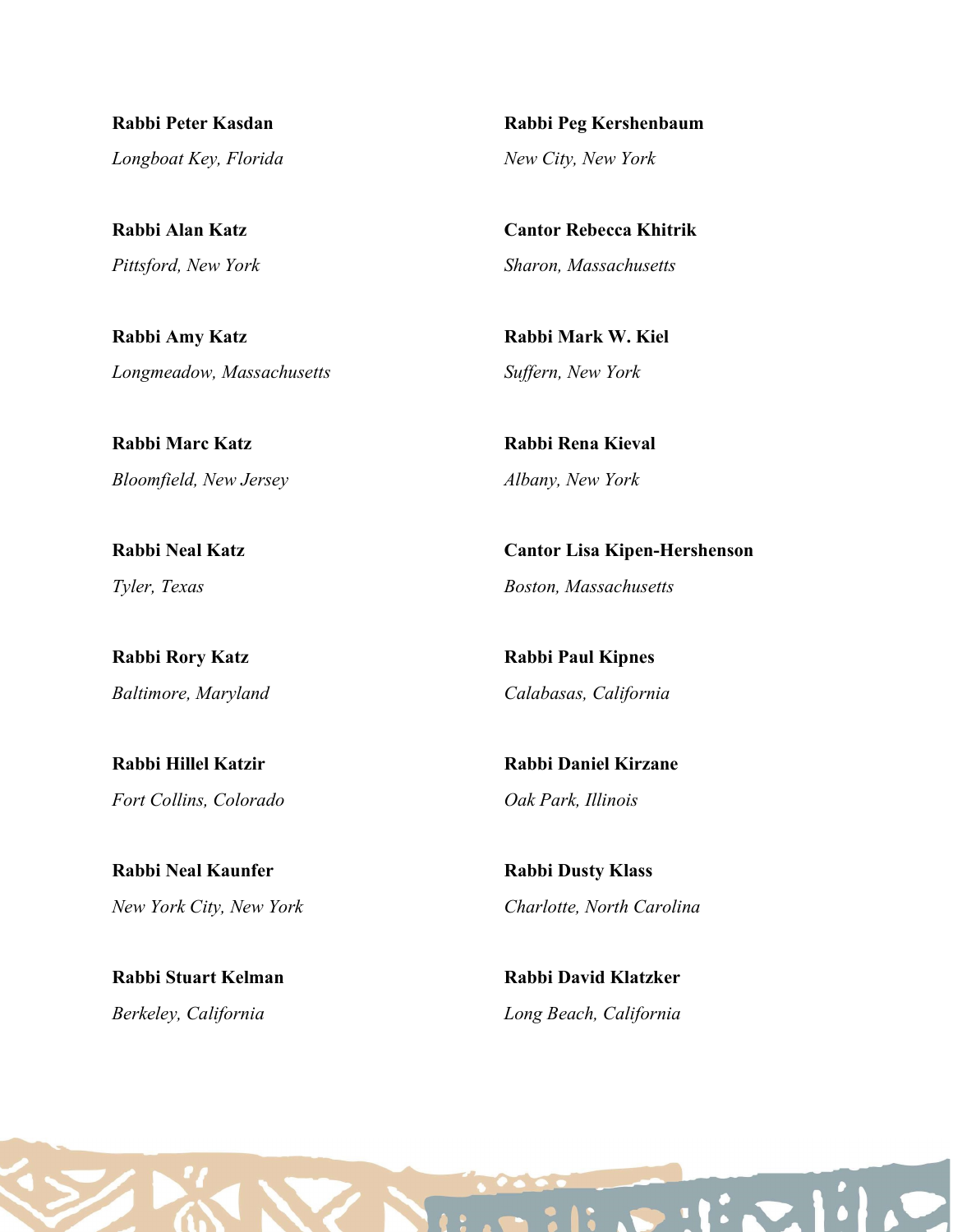**Rabbi Peter Kasdan**

*Longboat Key, Florida*

**Rabbi Alan Katz**

*Pittsford, New York*

**Rabbi Amy Katz**

*Longmeadow, Massachusetts*

**Rabbi Marc Katz**

*Bloomfield, New Jersey*

**Rabbi Neal Katz**

*Tyler, Texas*

**Rabbi Rory Katz**

*Baltimore, Maryland*

**Rabbi Hillel Katzir**

*Fort Collins, Colorado*

**Rabbi Neal Kaunfer**

*New York City, New York*

**Rabbi Stuart Kelman**

*Berkeley, California*

**Rabbi Peg Kershenbaum**

*New City, New York*

**Cantor Rebecca Khitrik**

*Sharon, Massachusetts*

**Rabbi Mark W. Kiel**

*Suffern, New York*

**Rabbi Rena Kieval**

*Albany, New York*

**Cantor Lisa Kipen-Hershenson**

*Boston, Massachusetts*

**Rabbi Paul Kipnes**

*Calabasas, California*

**Rabbi Daniel Kirzane**

*Oak Park, Illinois*

**Rabbi Dusty Klass**

*Charlotte, North Carolina*

**Rabbi David Klatzker**

*Long Beach, California*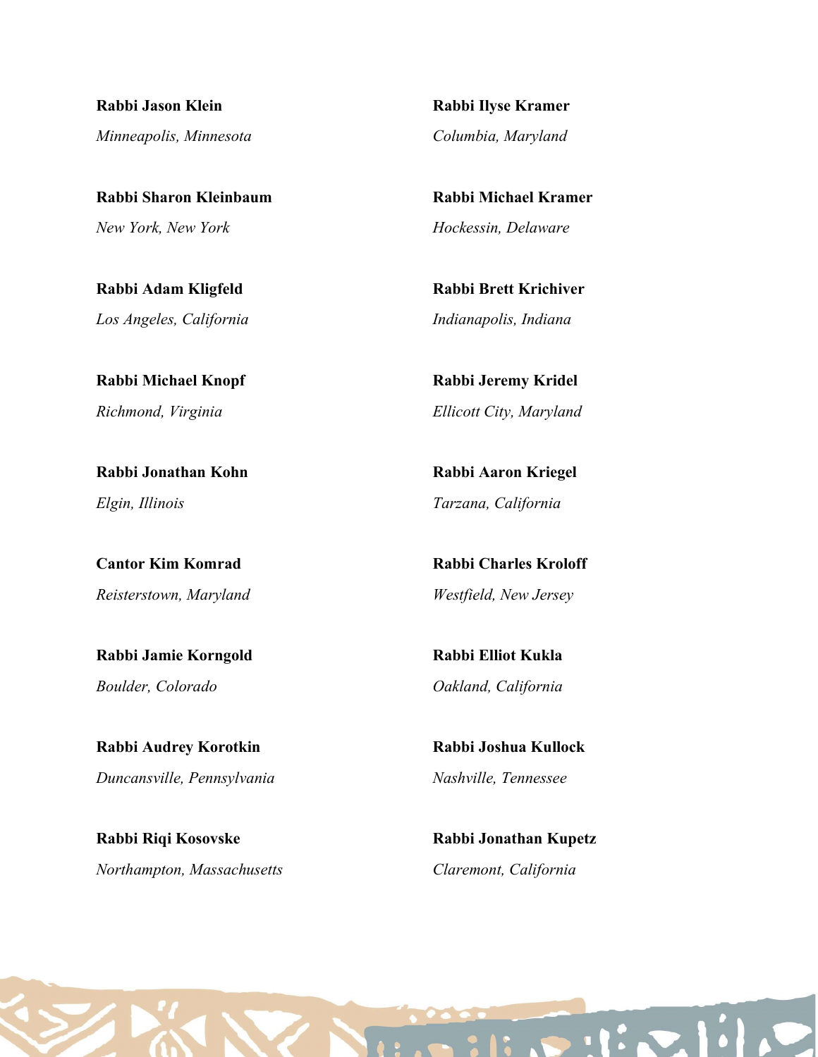**Rabbi Jason Klein**
*Minneapolis, Minnesota*

**Rabbi Sharon Kleinbaum**
*New York, New York*

**Rabbi Adam Kligfeld**
*Los Angeles, California*

**Rabbi Michael Knopf**
*Richmond, Virginia*

**Rabbi Jonathan Kohn**
*Elgin, Illinois*

**Cantor Kim Komrad**
*Reisterstown, Maryland*

**Rabbi Jamie Korngold**
*Boulder, Colorado*

**Rabbi Audrey Korotkin**
*Duncansville, Pennsylvania*

**Rabbi Riqi Kosovske**
*Northampton, Massachusetts*

**Rabbi Ilyse Kramer**
*Columbia, Maryland*

**Rabbi Michael Kramer**
*Hockessin, Delaware*

**Rabbi Brett Krichiver**
*Indianapolis, Indiana*

**Rabbi Jeremy Kridel**
*Ellicott City, Maryland*

**Rabbi Aaron Kriegel**
*Tarzana, California*

**Rabbi Charles Kroloff**
*Westfield, New Jersey*

**Rabbi Elliot Kukla**
*Oakland, California*

**Rabbi Joshua Kullock**
*Nashville, Tennessee*

**Rabbi Jonathan Kupetz**
*Claremont, California*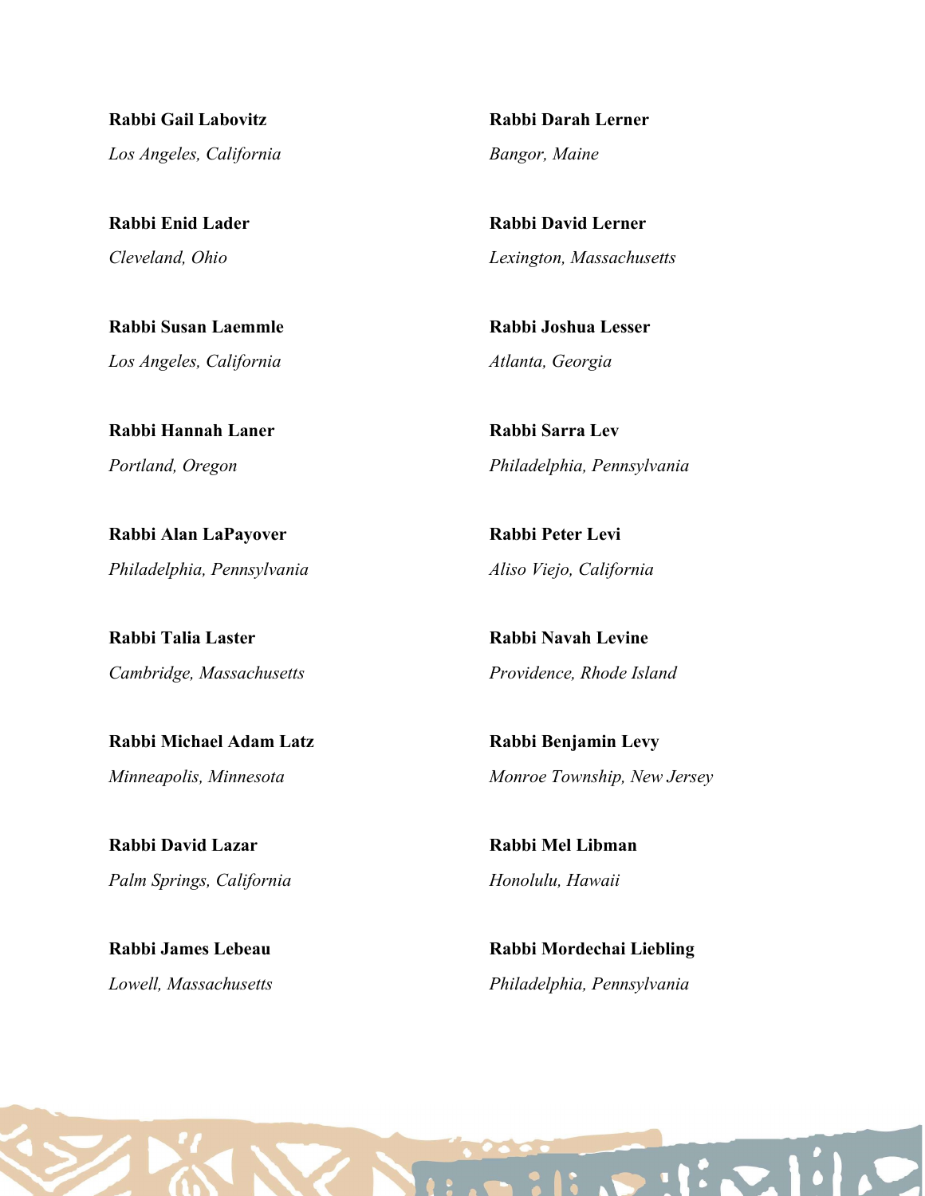**Rabbi Gail Labovitz**

*Los Angeles, California*

**Rabbi Enid Lader**

*Cleveland, Ohio*

**Rabbi Susan Laemmle**

*Los Angeles, California*

**Rabbi Hannah Laner**

*Portland, Oregon*

**Rabbi Alan LaPayover**

*Philadelphia, Pennsylvania*

**Rabbi Talia Laster**

*Cambridge, Massachusetts*

**Rabbi Michael Adam Latz**

*Minneapolis, Minnesota*

**Rabbi David Lazar**

*Palm Springs, California*

**Rabbi James Lebeau**

*Lowell, Massachusetts*

**Rabbi Darah Lerner**

*Bangor, Maine*

**Rabbi David Lerner**

*Lexington, Massachusetts*

**Rabbi Joshua Lesser**

*Atlanta, Georgia*

**Rabbi Sarra Lev**

*Philadelphia, Pennsylvania*

**Rabbi Peter Levi**

*Aliso Viejo, California*

**Rabbi Navah Levine**

*Providence, Rhode Island*

**Rabbi Benjamin Levy**

*Monroe Township, New Jersey*

**Rabbi Mel Libman**

*Honolulu, Hawaii*

**Rabbi Mordechai Liebling**

*Philadelphia, Pennsylvania*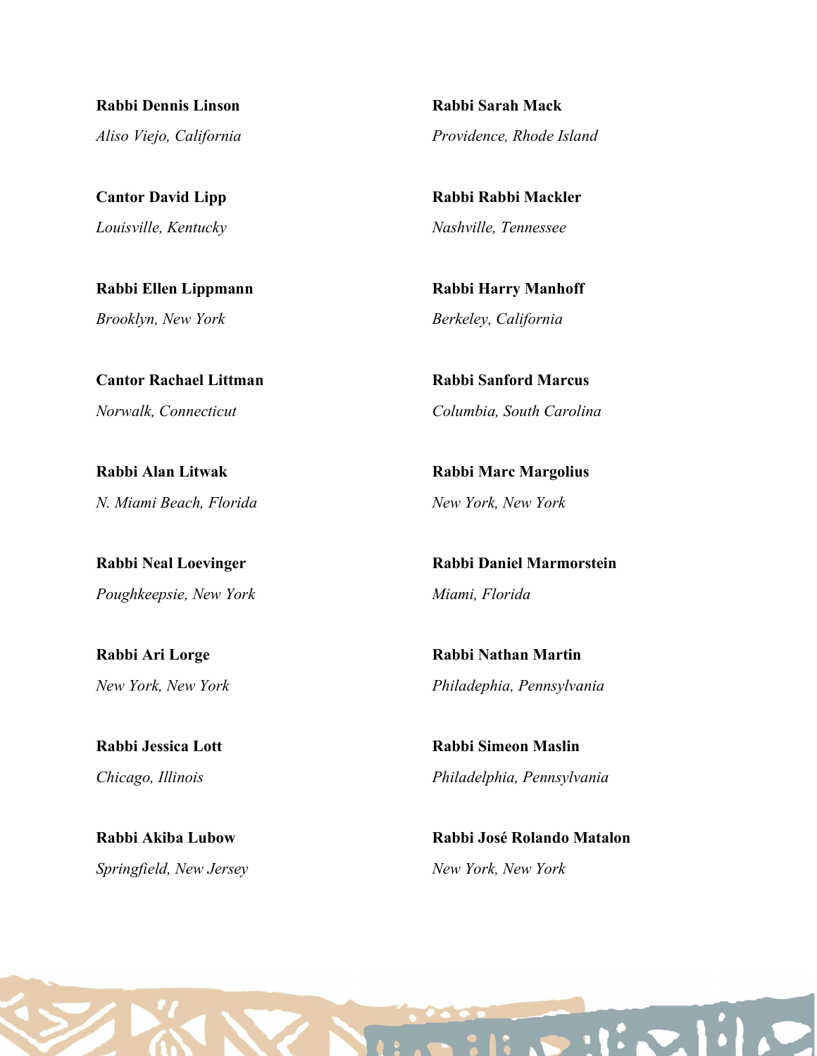**Rabbi Dennis Linson**
*Aliso Viejo, California*

**Cantor David Lipp**
*Louisville, Kentucky*

**Rabbi Ellen Lippmann**
*Brooklyn, New York*

**Cantor Rachael Littman**
*Norwalk, Connecticut*

**Rabbi Alan Litwak**
*N. Miami Beach, Florida*

**Rabbi Neal Loevinger**
*Poughkeepsie, New York*

**Rabbi Ari Lorge**
*New York, New York*

**Rabbi Jessica Lott**
*Chicago, Illinois*

**Rabbi Akiba Lubow**
*Springfield, New Jersey*

**Rabbi Sarah Mack**
*Providence, Rhode Island*

**Rabbi Rabbi Mackler**
*Nashville, Tennessee*

**Rabbi Harry Manhoff**
*Berkeley, California*

**Rabbi Sanford Marcus**
*Columbia, South Carolina*

**Rabbi Marc Margolius**
*New York, New York*

**Rabbi Daniel Marmorstein**
*Miami, Florida*

**Rabbi Nathan Martin**
*Philadephia, Pennsylvania*

**Rabbi Simeon Maslin**
*Philadelphia, Pennsylvania*

**Rabbi José Rolando Matalon**
*New York, New York*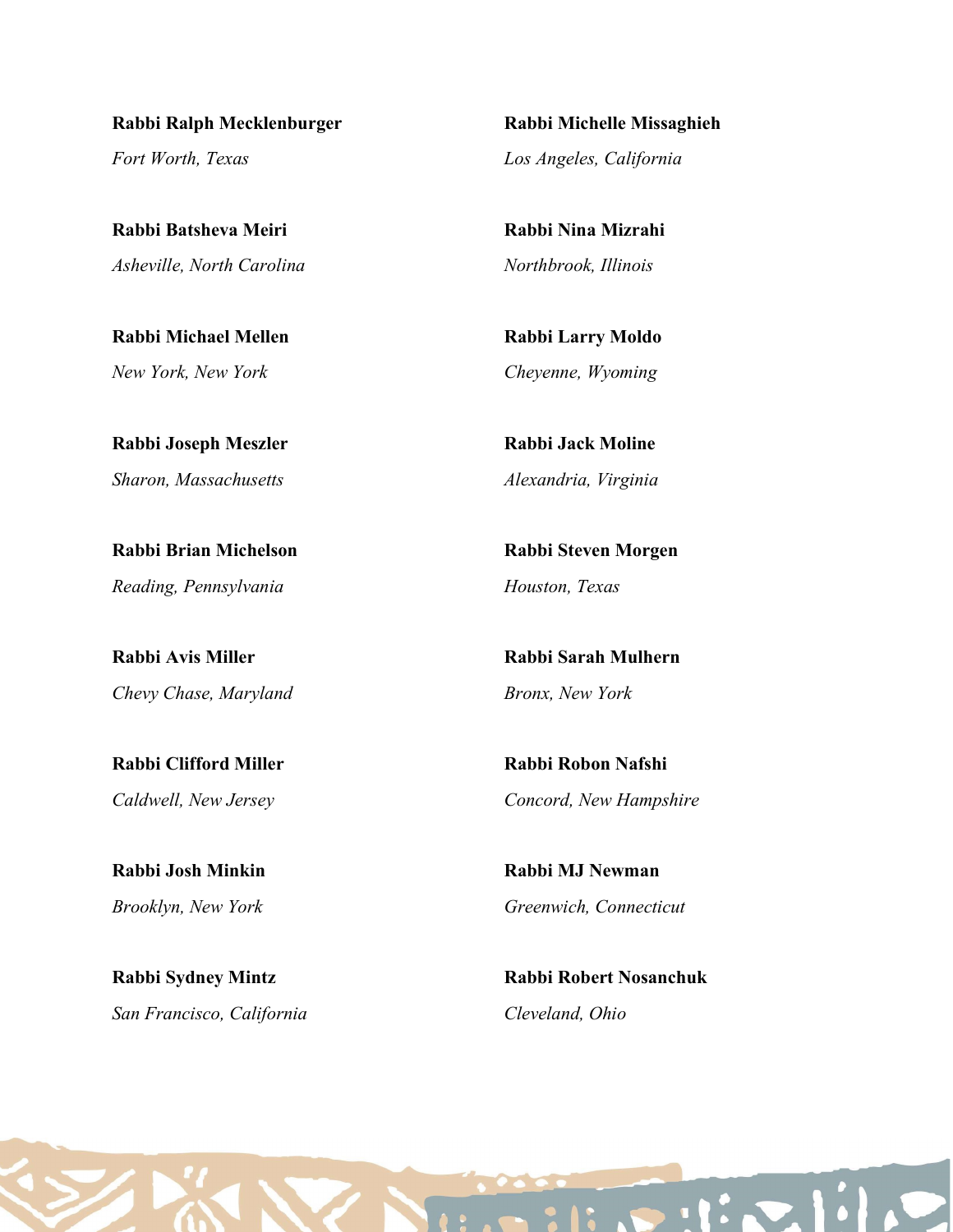**Rabbi Ralph Mecklenburger**
*Fort Worth, Texas*

**Rabbi Batsheva Meiri**
*Asheville, North Carolina*

**Rabbi Michael Mellen**
*New York, New York*

**Rabbi Joseph Meszler**
*Sharon, Massachusetts*

**Rabbi Brian Michelson**
*Reading, Pennsylvania*

**Rabbi Avis Miller**
*Chevy Chase, Maryland*

**Rabbi Clifford Miller**
*Caldwell, New Jersey*

**Rabbi Josh Minkin**
*Brooklyn, New York*

**Rabbi Sydney Mintz**
*San Francisco, California*

**Rabbi Michelle Missaghieh**
*Los Angeles, California*

**Rabbi Nina Mizrahi**
*Northbrook, Illinois*

**Rabbi Larry Moldo**
*Cheyenne, Wyoming*

**Rabbi Jack Moline**
*Alexandria, Virginia*

**Rabbi Steven Morgen**
*Houston, Texas*

**Rabbi Sarah Mulhern**
*Bronx, New York*

**Rabbi Robon Nafshi**
*Concord, New Hampshire*

**Rabbi MJ Newman**
*Greenwich, Connecticut*

**Rabbi Robert Nosanchuk**
*Cleveland, Ohio*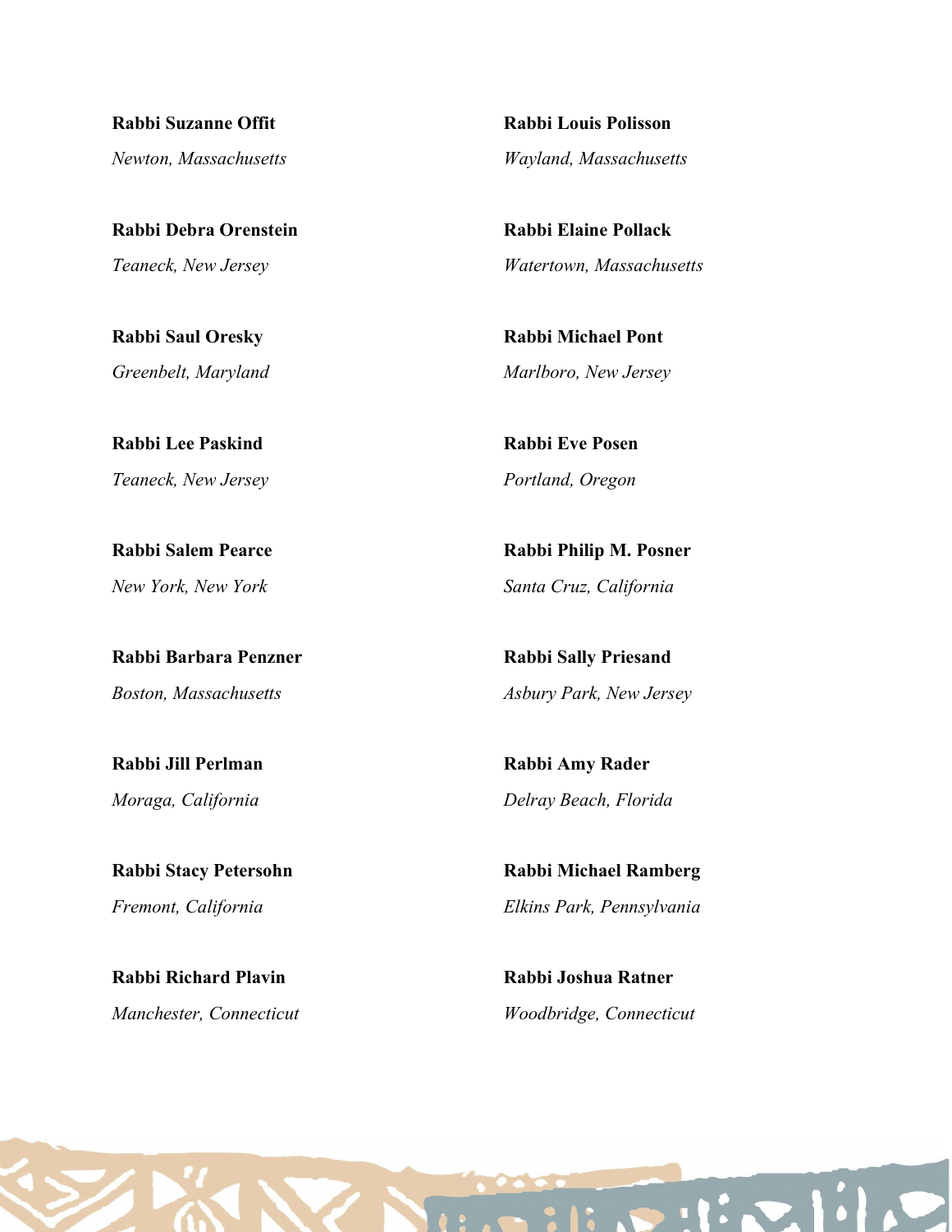**Rabbi Suzanne Offit**

*Newton, Massachusetts*

**Rabbi Debra Orenstein**

*Teaneck, New Jersey*

**Rabbi Saul Oresky**

*Greenbelt, Maryland*

**Rabbi Lee Paskind**

*Teaneck, New Jersey*

**Rabbi Salem Pearce**

*New York, New York*

**Rabbi Barbara Penzner**

*Boston, Massachusetts*

**Rabbi Jill Perlman**

*Moraga, California*

**Rabbi Stacy Petersohn**

*Fremont, California*

**Rabbi Richard Plavin**

*Manchester, Connecticut*

**Rabbi Louis Polisson**

*Wayland, Massachusetts*

**Rabbi Elaine Pollack**

*Watertown, Massachusetts*

**Rabbi Michael Pont**

*Marlboro, New Jersey*

**Rabbi Eve Posen**

*Portland, Oregon*

**Rabbi Philip M. Posner**

*Santa Cruz, California*

**Rabbi Sally Priesand**

*Asbury Park, New Jersey*

**Rabbi Amy Rader**

*Delray Beach, Florida*

**Rabbi Michael Ramberg**

*Elkins Park, Pennsylvania*

**Rabbi Joshua Ratner**

*Woodbridge, Connecticut*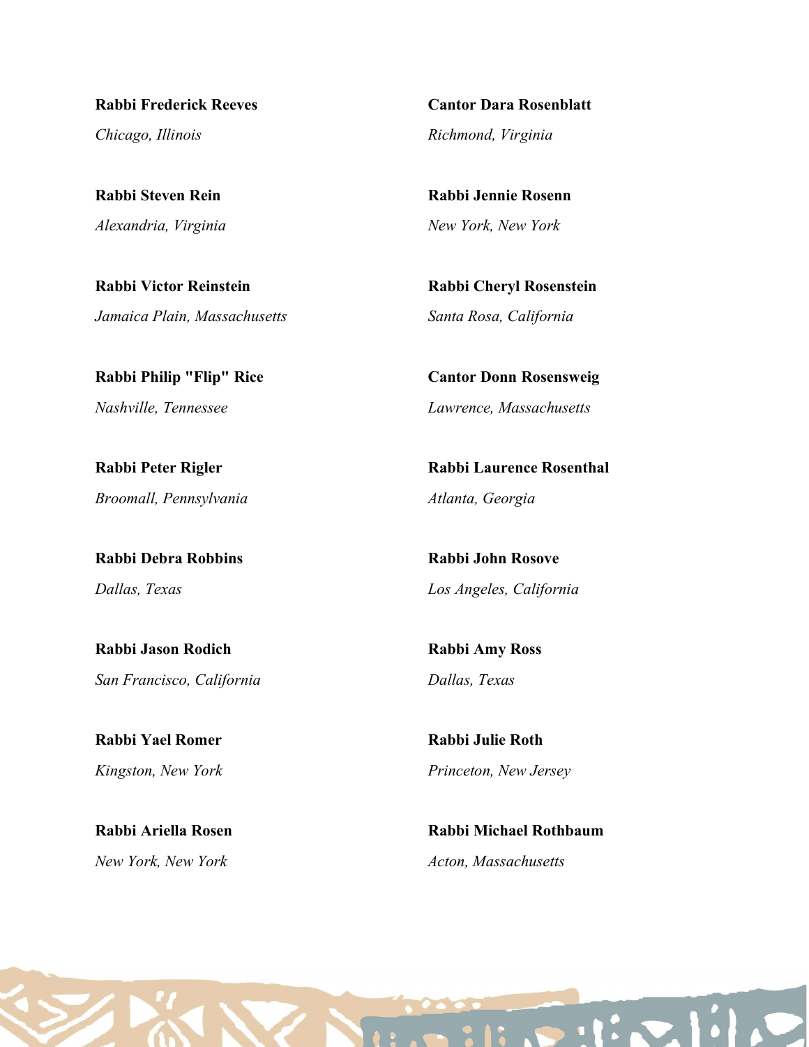**Rabbi Frederick Reeves**
*Chicago, Illinois*

**Rabbi Steven Rein**
*Alexandria, Virginia*

**Rabbi Victor Reinstein**
*Jamaica Plain, Massachusetts*

**Rabbi Philip "Flip" Rice**
*Nashville, Tennessee*

**Rabbi Peter Rigler**
*Broomall, Pennsylvania*

**Rabbi Debra Robbins**
*Dallas, Texas*

**Rabbi Jason Rodich**
*San Francisco, California*

**Rabbi Yael Romer**
*Kingston, New York*

**Rabbi Ariella Rosen**
*New York, New York*

**Cantor Dara Rosenblatt**
*Richmond, Virginia*

**Rabbi Jennie Rosenn**
*New York, New York*

**Rabbi Cheryl Rosenstein**
*Santa Rosa, California*

**Cantor Donn Rosensweig**
*Lawrence, Massachusetts*

**Rabbi Laurence Rosenthal**
*Atlanta, Georgia*

**Rabbi John Rosove**
*Los Angeles, California*

**Rabbi Amy Ross**
*Dallas, Texas*

**Rabbi Julie Roth**
*Princeton, New Jersey*

**Rabbi Michael Rothbaum**
*Acton, Massachusetts*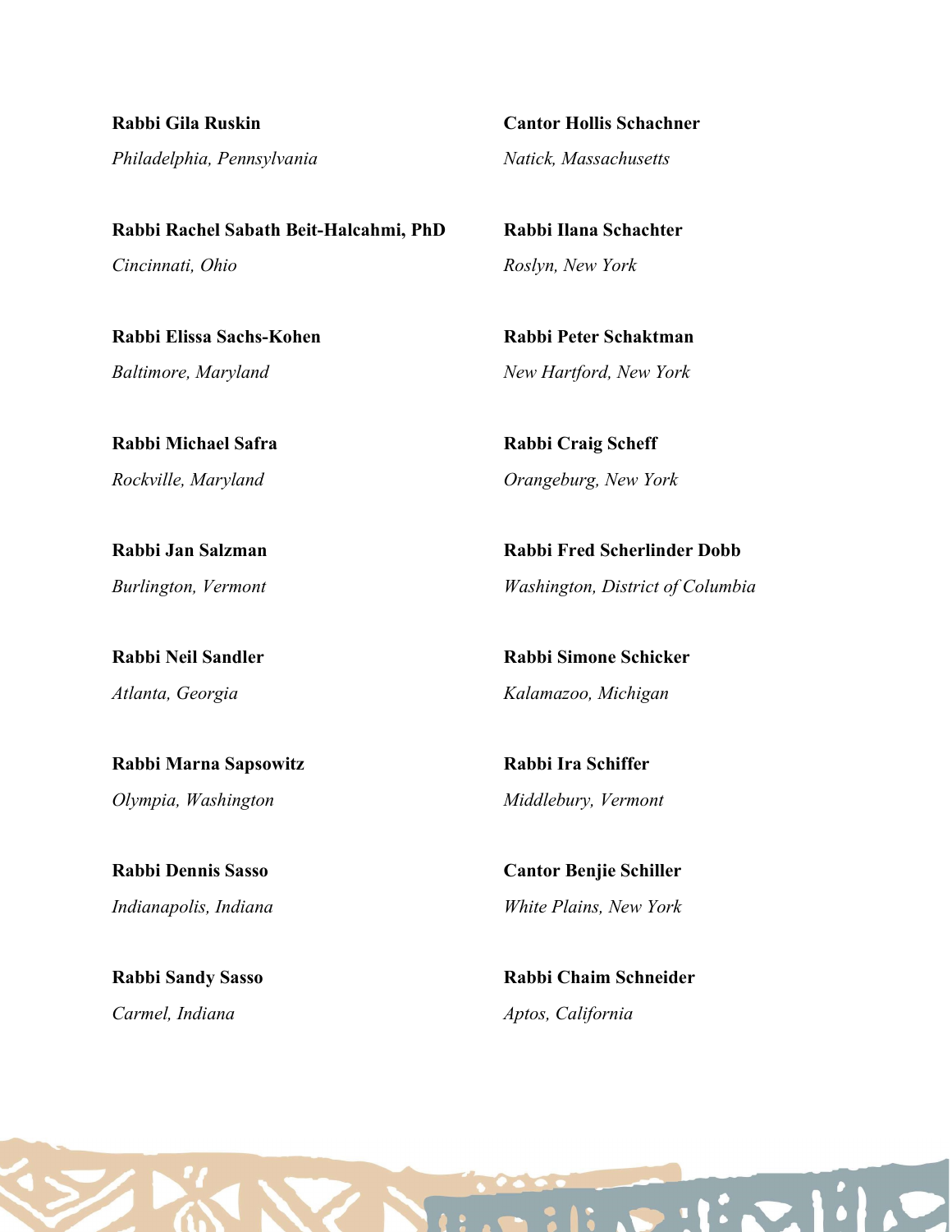**Rabbi Gila Ruskin**
*Philadelphia, Pennsylvania*

**Rabbi Rachel Sabath Beit-Halcahmi, PhD**
*Cincinnati, Ohio*

**Rabbi Elissa Sachs-Kohen**
*Baltimore, Maryland*

**Rabbi Michael Safra**
*Rockville, Maryland*

**Rabbi Jan Salzman**
*Burlington, Vermont*

**Rabbi Neil Sandler**
*Atlanta, Georgia*

**Rabbi Marna Sapsowitz**
*Olympia, Washington*

**Rabbi Dennis Sasso**
*Indianapolis, Indiana*

**Rabbi Sandy Sasso**
*Carmel, Indiana*

**Cantor Hollis Schachner**
*Natick, Massachusetts*

**Rabbi Ilana Schachter**
*Roslyn, New York*

**Rabbi Peter Schaktman**
*New Hartford, New York*

**Rabbi Craig Scheff**
*Orangeburg, New York*

**Rabbi Fred Scherlinder Dobb**
*Washington, District of Columbia*

**Rabbi Simone Schicker**
*Kalamazoo, Michigan*

**Rabbi Ira Schiffer**
*Middlebury, Vermont*

**Cantor Benjie Schiller**
*White Plains, New York*

**Rabbi Chaim Schneider**
*Aptos, California*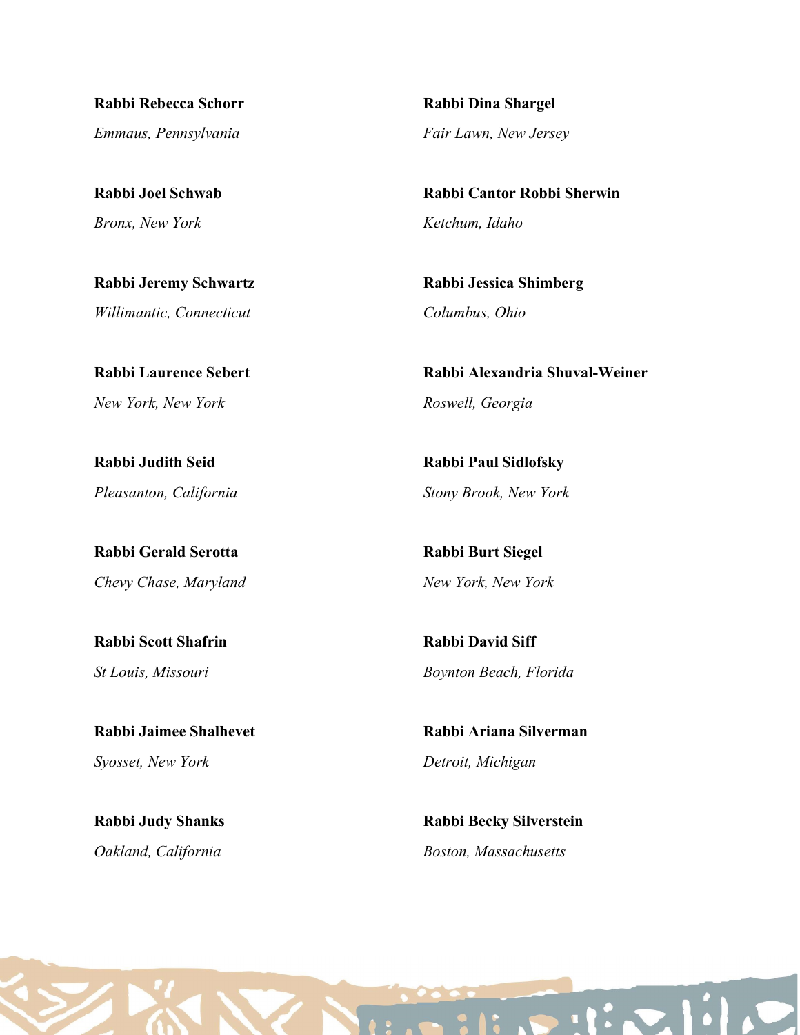**Rabbi Rebecca Schorr**

*Emmaus, Pennsylvania*

**Rabbi Joel Schwab**

*Bronx, New York*

**Rabbi Jeremy Schwartz**

*Willimantic, Connecticut*

**Rabbi Laurence Sebert**

*New York, New York*

**Rabbi Judith Seid**

*Pleasanton, California*

**Rabbi Gerald Serotta**

*Chevy Chase, Maryland*

**Rabbi Scott Shafrin**

*St Louis, Missouri*

**Rabbi Jaimee Shalhevet**

*Syosset, New York*

**Rabbi Judy Shanks**

*Oakland, California*

**Rabbi Dina Shargel**

*Fair Lawn, New Jersey*

**Rabbi Cantor Robbi Sherwin**

*Ketchum, Idaho*

**Rabbi Jessica Shimberg**

*Columbus, Ohio*

**Rabbi Alexandria Shuval-Weiner**

*Roswell, Georgia*

**Rabbi Paul Sidlofsky**

*Stony Brook, New York*

**Rabbi Burt Siegel**

*New York, New York*

**Rabbi David Siff**

*Boynton Beach, Florida*

**Rabbi Ariana Silverman**

*Detroit, Michigan*

**Rabbi Becky Silverstein**

*Boston, Massachusetts*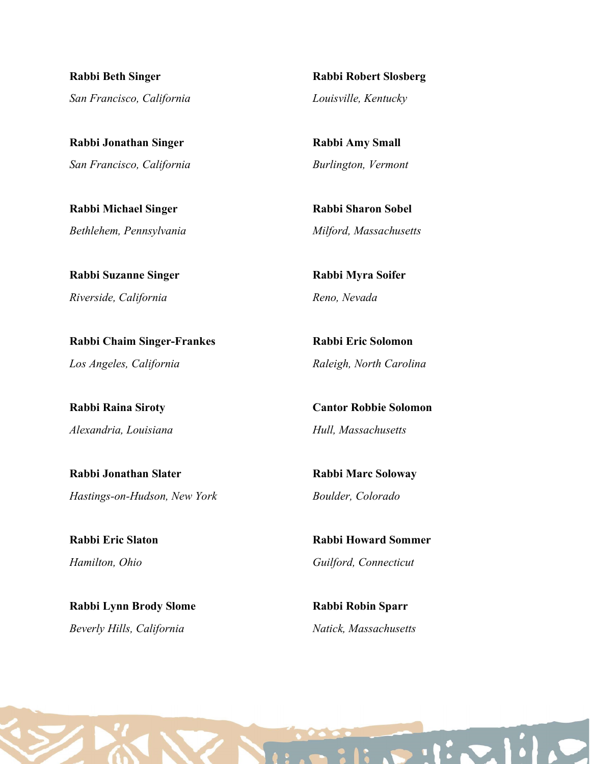**Rabbi Beth Singer**
*San Francisco, California*

**Rabbi Jonathan Singer**
*San Francisco, California*

**Rabbi Michael Singer**
*Bethlehem, Pennsylvania*

**Rabbi Suzanne Singer**
*Riverside, California*

**Rabbi Chaim Singer-Frankes**
*Los Angeles, California*

**Rabbi Raina Siroty**
*Alexandria, Louisiana*

**Rabbi Jonathan Slater**
*Hastings-on-Hudson, New York*

**Rabbi Eric Slaton**
*Hamilton, Ohio*

**Rabbi Lynn Brody Slome**
*Beverly Hills, California*

**Rabbi Robert Slosberg**
*Louisville, Kentucky*

**Rabbi Amy Small**
*Burlington, Vermont*

**Rabbi Sharon Sobel**
*Milford, Massachusetts*

**Rabbi Myra Soifer**
*Reno, Nevada*

**Rabbi Eric Solomon**
*Raleigh, North Carolina*

**Cantor Robbie Solomon**
*Hull, Massachusetts*

**Rabbi Marc Soloway**
*Boulder, Colorado*

**Rabbi Howard Sommer**
*Guilford, Connecticut*

**Rabbi Robin Sparr**
*Natick, Massachusetts*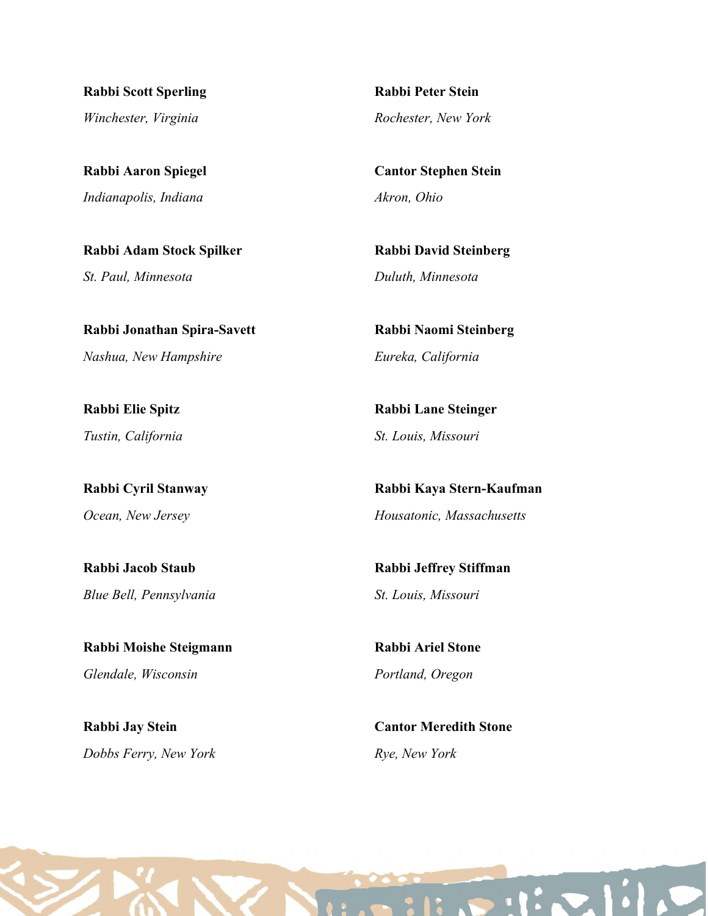**Rabbi Scott Sperling**
*Winchester, Virginia*

**Rabbi Aaron Spiegel**
*Indianapolis, Indiana*

**Rabbi Adam Stock Spilker**
*St. Paul, Minnesota*

**Rabbi Jonathan Spira-Savett**
*Nashua, New Hampshire*

**Rabbi Elie Spitz**
*Tustin, California*

**Rabbi Cyril Stanway**
*Ocean, New Jersey*

**Rabbi Jacob Staub**
*Blue Bell, Pennsylvania*

**Rabbi Moishe Steigmann**
*Glendale, Wisconsin*

**Rabbi Jay Stein**
*Dobbs Ferry, New York*

**Rabbi Peter Stein**
*Rochester, New York*

**Cantor Stephen Stein**
*Akron, Ohio*

**Rabbi David Steinberg**
*Duluth, Minnesota*

**Rabbi Naomi Steinberg**
*Eureka, California*

**Rabbi Lane Steinger**
*St. Louis, Missouri*

**Rabbi Kaya Stern-Kaufman**
*Housatonic, Massachusetts*

**Rabbi Jeffrey Stiffman**
*St. Louis, Missouri*

**Rabbi Ariel Stone**
*Portland, Oregon*

**Cantor Meredith Stone**
*Rye, New York*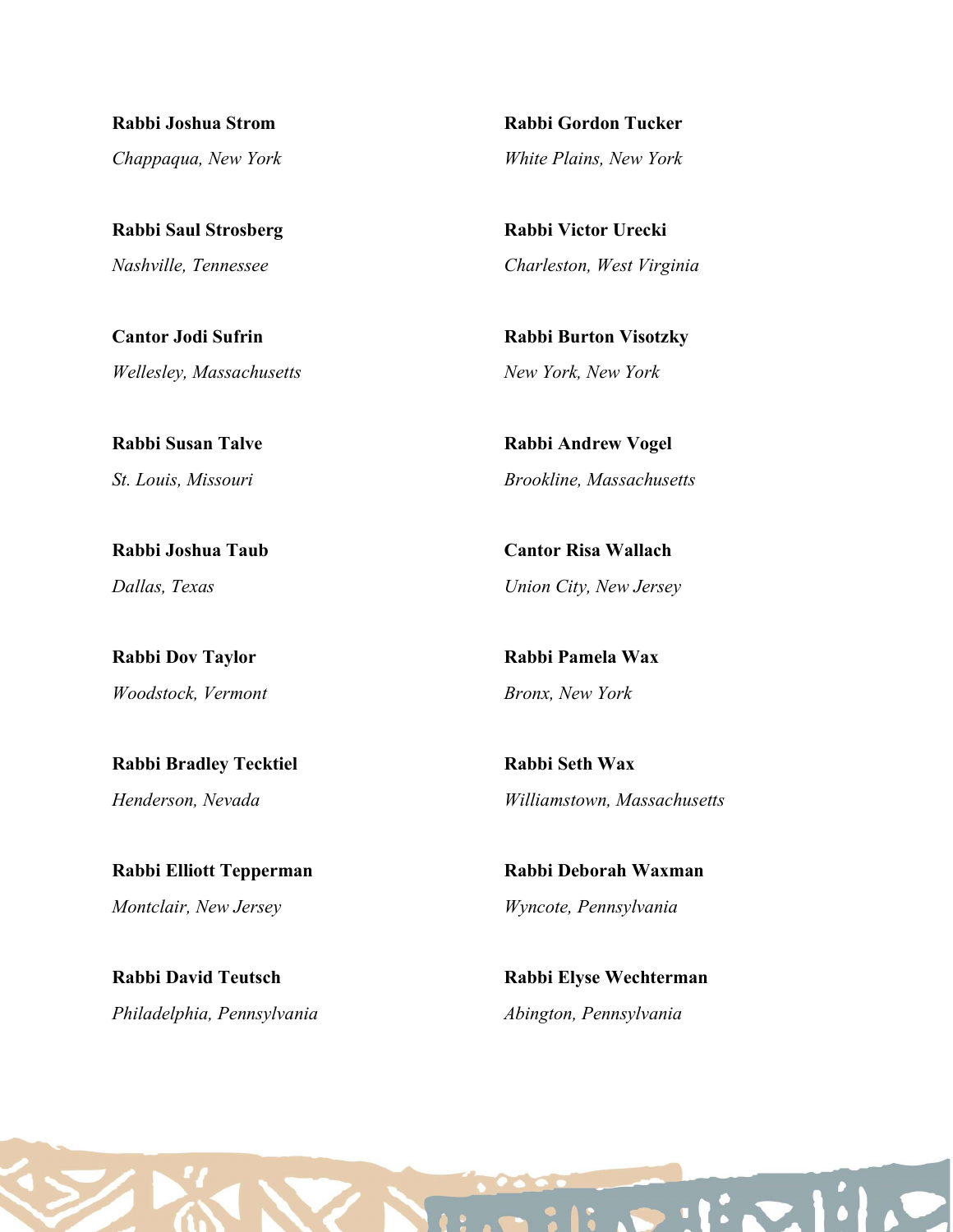**Rabbi Joshua Strom**
*Chappaqua, New York*

**Rabbi Saul Strosberg**
*Nashville, Tennessee*

**Cantor Jodi Sufrin**
*Wellesley, Massachusetts*

**Rabbi Susan Talve**
*St. Louis, Missouri*

**Rabbi Joshua Taub**
*Dallas, Texas*

**Rabbi Dov Taylor**
*Woodstock, Vermont*

**Rabbi Bradley Tecktiel**
*Henderson, Nevada*

**Rabbi Elliott Tepperman**
*Montclair, New Jersey*

**Rabbi David Teutsch**
*Philadelphia, Pennsylvania*

**Rabbi Gordon Tucker**
*White Plains, New York*

**Rabbi Victor Urecki**
*Charleston, West Virginia*

**Rabbi Burton Visotzky**
*New York, New York*

**Rabbi Andrew Vogel**
*Brookline, Massachusetts*

**Cantor Risa Wallach**
*Union City, New Jersey*

**Rabbi Pamela Wax**
*Bronx, New York*

**Rabbi Seth Wax**
*Williamstown, Massachusetts*

**Rabbi Deborah Waxman**
*Wyncote, Pennsylvania*

**Rabbi Elyse Wechterman**
*Abington, Pennsylvania*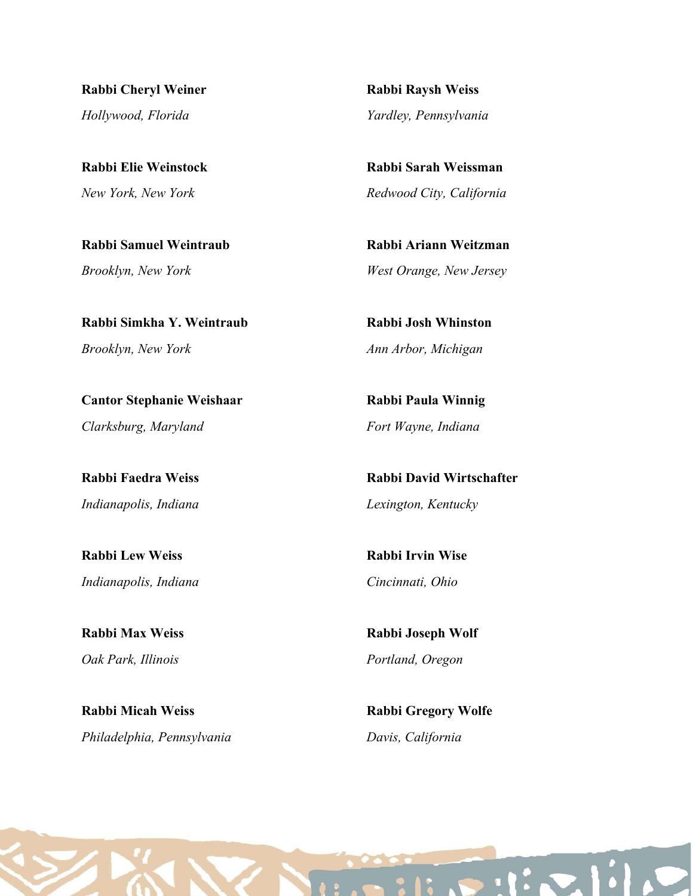**Rabbi Cheryl Weiner**
*Hollywood, Florida*

**Rabbi Elie Weinstock**
*New York, New York*

**Rabbi Samuel Weintraub**
*Brooklyn, New York*

**Rabbi Simkha Y. Weintraub**
*Brooklyn, New York*

**Cantor Stephanie Weishaar**
*Clarksburg, Maryland*

**Rabbi Faedra Weiss**
*Indianapolis, Indiana*

**Rabbi Lew Weiss**
*Indianapolis, Indiana*

**Rabbi Max Weiss**
*Oak Park, Illinois*

**Rabbi Micah Weiss**
*Philadelphia, Pennsylvania*

**Rabbi Raysh Weiss**
*Yardley, Pennsylvania*

**Rabbi Sarah Weissman**
*Redwood City, California*

**Rabbi Ariann Weitzman**
*West Orange, New Jersey*

**Rabbi Josh Whinston**
*Ann Arbor, Michigan*

**Rabbi Paula Winnig**
*Fort Wayne, Indiana*

**Rabbi David Wirtschafter**
*Lexington, Kentucky*

**Rabbi Irvin Wise**
*Cincinnati, Ohio*

**Rabbi Joseph Wolf**
*Portland, Oregon*

**Rabbi Gregory Wolfe**
*Davis, California*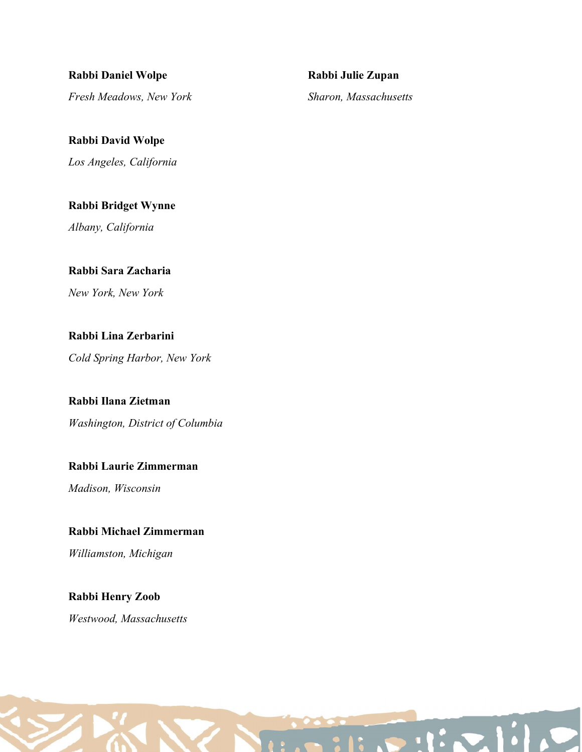**Rabbi Daniel Wolpe**

*Fresh Meadows, New York*

**Rabbi David Wolpe**

*Los Angeles, California*

**Rabbi Bridget Wynne**

*Albany, California*

**Rabbi Sara Zacharia**

*New York, New York*

**Rabbi Lina Zerbarini**

*Cold Spring Harbor, New York*

**Rabbi Ilana Zietman**

*Washington, District of Columbia*

**Rabbi Laurie Zimmerman**

*Madison, Wisconsin*

**Rabbi Michael Zimmerman**

*Williamston, Michigan*

**Rabbi Henry Zoob**

*Westwood, Massachusetts*

**Rabbi Julie Zupan**

*Sharon, Massachusetts*